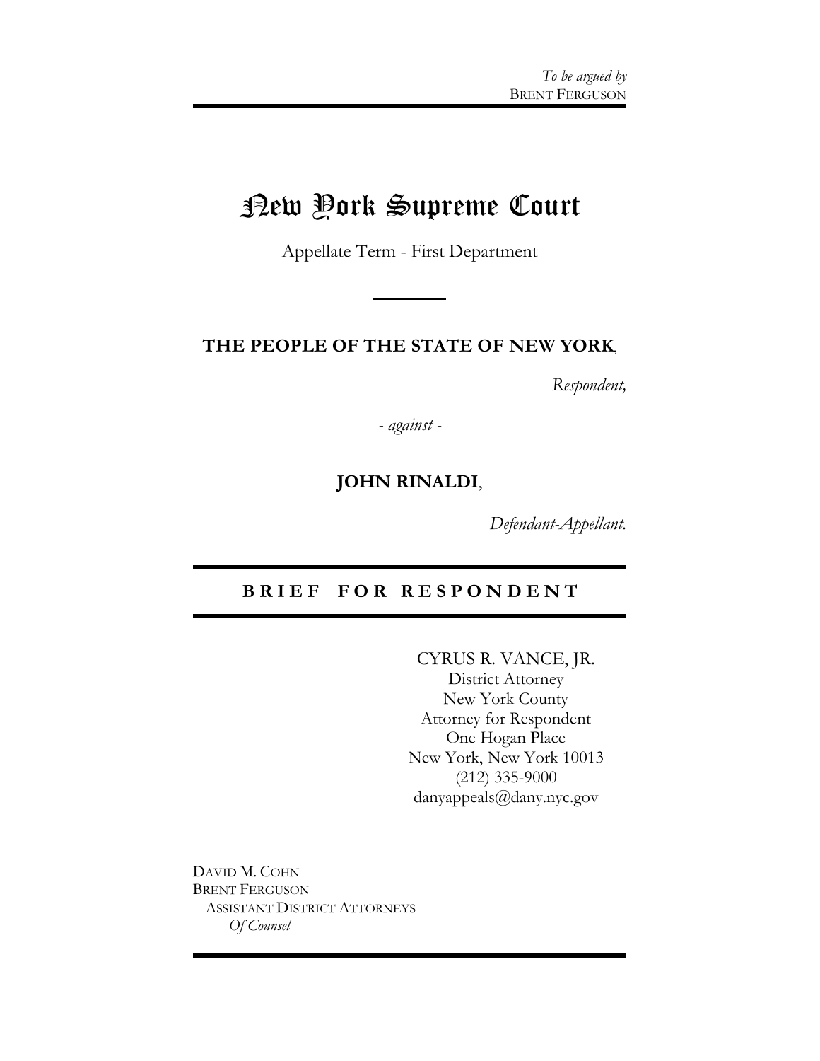*To be argued by*
BRENT FERGUSON

# New York Supreme Court

Appellate Term - First Department

---

**THE PEOPLE OF THE STATE OF NEW YORK**,

*Respondent,*

*- against -*

**JOHN RINALDI**,

*Defendant-Appellant.*

## BRIEF FOR RESPONDENT

CYRUS R. VANCE, JR.
District Attorney
New York County
Attorney for Respondent
One Hogan Place
New York, New York 10013
(212) 335-9000
danyappeals@dany.nyc.gov

DAVID M. COHN
BRENT FERGUSON
ASSISTANT DISTRICT ATTORNEYS
*Of Counsel*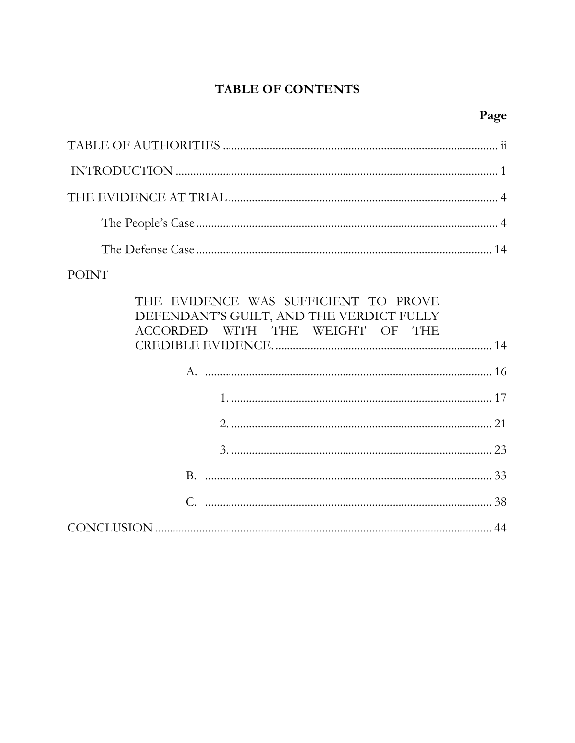# TABLE OF CONTENTS

**Page**

TABLE OF AUTHORITIES .............................................................................................. ii

INTRODUCTION ............................................................................................................ 1

THE EVIDENCE AT TRIAL ........................................................................................... 4

The People's Case ....................................................................................................... 4

The Defense Case ..................................................................................................... 14

POINT

THE EVIDENCE WAS SUFFICIENT TO PROVE DEFENDANT'S GUILT, AND THE VERDICT FULLY ACCORDED WITH THE WEIGHT OF THE CREDIBLE EVIDENCE. ......................................................................... 14

A. .................................................................................................. 16

1. ......................................................................................... 17

2. ......................................................................................... 21

3. ......................................................................................... 23

B. .................................................................................................. 33

C. .................................................................................................. 38

CONCLUSION ................................................................................................................ 44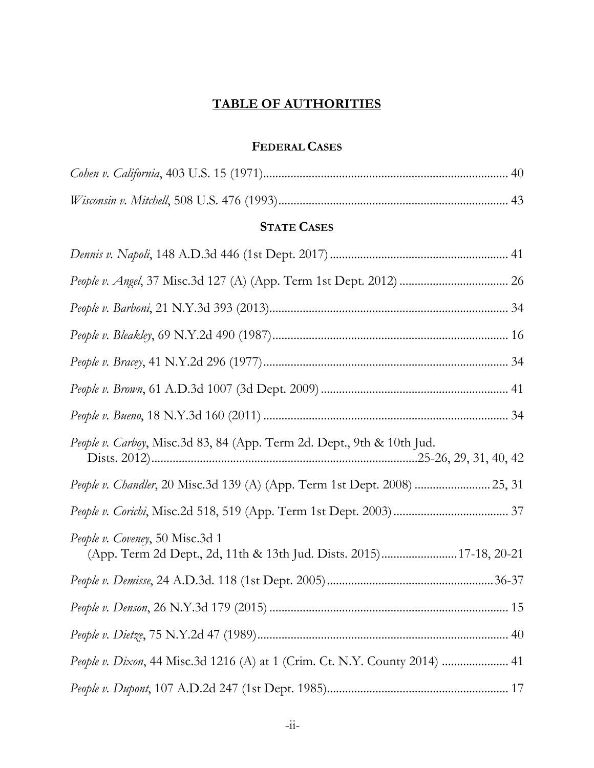# TABLE OF AUTHORITIES

## FEDERAL CASES

*Cohen v. California*, 403 U.S. 15 (1971) ................................................................................ 40

*Wisconsin v. Mitchell*, 508 U.S. 476 (1993) ........................................................................... 43

## STATE CASES

*Dennis v. Napoli*, 148 A.D.3d 446 (1st Dept. 2017) ........................................................... 41

*People v. Angel*, 37 Misc.3d 127 (A) (App. Term 1st Dept. 2012) .................................... 26

*People v. Barboni*, 21 N.Y.3d 393 (2013) .............................................................................. 34

*People v. Bleakley*, 69 N.Y.2d 490 (1987) ............................................................................. 16

*People v. Bracey*, 41 N.Y.2d 296 (1977) ................................................................................ 34

*People v. Brown*, 61 A.D.3d 1007 (3d Dept. 2009) ............................................................. 41

*People v. Bueno*, 18 N.Y.3d 160 (2011) ................................................................................ 34

*People v. Carboy*, Misc.3d 83, 84 (App. Term 2d. Dept., 9th & 10th Jud. Dists. 2012) ......................................................................................25-26, 29, 31, 40, 42

*People v. Chandler*, 20 Misc.3d 139 (A) (App. Term 1st Dept. 2008) ......................... 25, 31

*People v. Corichi*, Misc.2d 518, 519 (App. Term 1st Dept. 2003) ...................................... 37

*People v. Coveney*, 50 Misc.3d 1 (App. Term 2d Dept., 2d, 11th & 13th Jud. Dists. 2015) ........................ 17-18, 20-21

*People v. Demisse*, 24 A.D.3d. 118 (1st Dept. 2005) ......................................................36-37

*People v. Denson*, 26 N.Y.3d 179 (2015) .............................................................................. 15

*People v. Dietze*, 75 N.Y.2d 47 (1989) ................................................................................... 40

*People v. Dixon*, 44 Misc.3d 1216 (A) at 1 (Crim. Ct. N.Y. County 2014) ...................... 41

*People v. Dupont*, 107 A.D.2d 247 (1st Dept. 1985) ........................................................... 17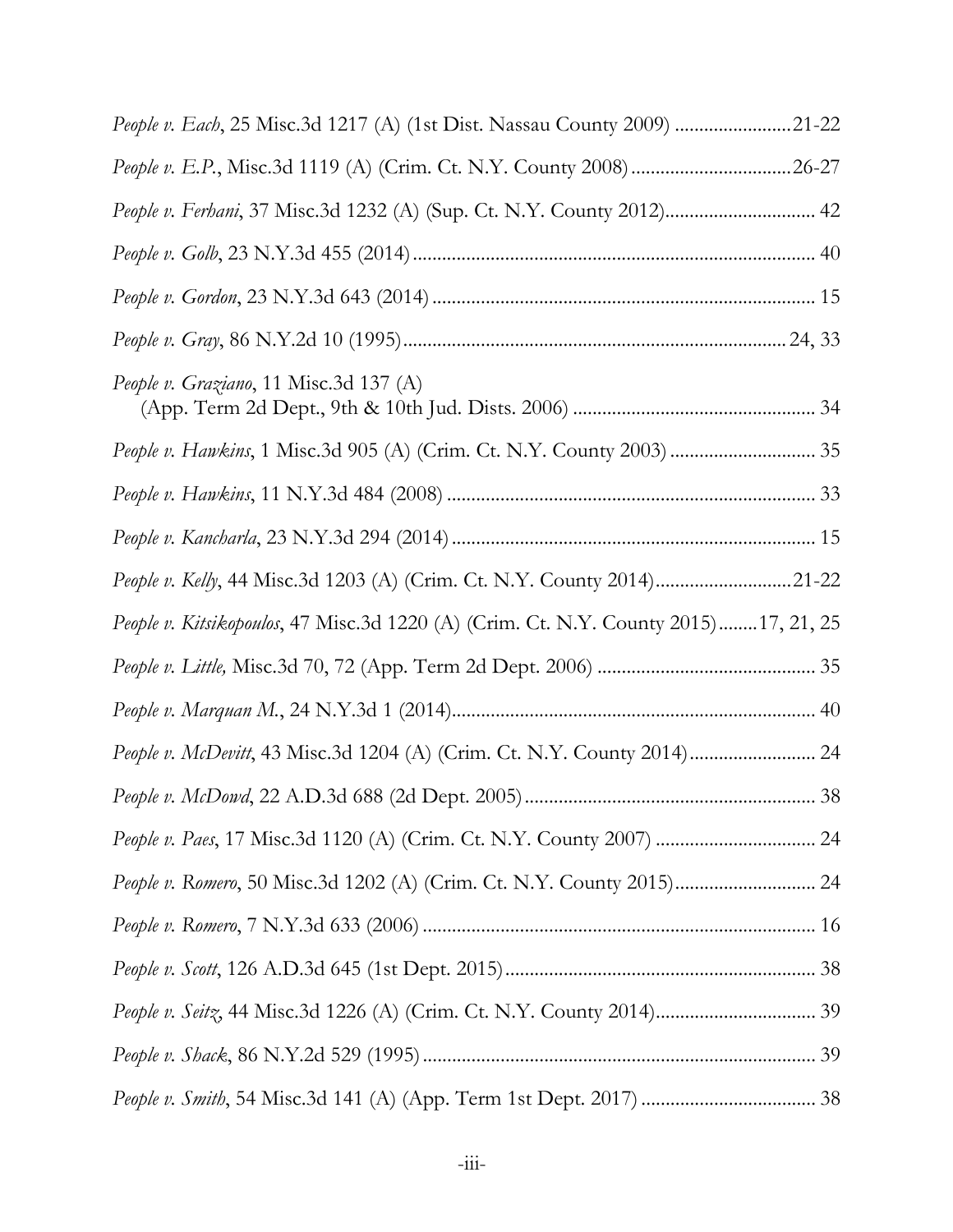*People v. Each*, 25 Misc.3d 1217 (A) (1st Dist. Nassau County 2009) ........................21-22

*People v. E.P.*, Misc.3d 1119 (A) (Crim. Ct. N.Y. County 2008).................................26-27

*People v. Ferhani*, 37 Misc.3d 1232 (A) (Sup. Ct. N.Y. County 2012).............................. 42

*People v. Golb*, 23 N.Y.3d 455 (2014)................................................................................ 40

*People v. Gordon*, 23 N.Y.3d 643 (2014)............................................................................ 15

*People v. Gray*, 86 N.Y.2d 10 (1995)............................................................................. 24, 33

*People v. Graziano*, 11 Misc.3d 137 (A)
(App. Term 2d Dept., 9th & 10th Jud. Dists. 2006) ................................................. 34

*People v. Hawkins*, 1 Misc.3d 905 (A) (Crim. Ct. N.Y. County 2003)............................. 35

*People v. Hawkins*, 11 N.Y.3d 484 (2008).......................................................................... 33

*People v. Kancharla*, 23 N.Y.3d 294 (2014)........................................................................ 15

*People v. Kelly*, 44 Misc.3d 1203 (A) (Crim. Ct. N.Y. County 2014)............................21-22

*People v. Kitsikopoulos*, 47 Misc.3d 1220 (A) (Crim. Ct. N.Y. County 2015)........17, 21, 25

*People v. Little,* Misc.3d 70, 72 (App. Term 2d Dept. 2006)............................................ 35

*People v. Marquan M.*, 24 N.Y.3d 1 (2014)........................................................................ 40

*People v. McDevitt*, 43 Misc.3d 1204 (A) (Crim. Ct. N.Y. County 2014)......................... 24

*People v. McDowd*, 22 A.D.3d 688 (2d Dept. 2005).......................................................... 38

*People v. Paes*, 17 Misc.3d 1120 (A) (Crim. Ct. N.Y. County 2007)................................. 24

*People v. Romero*, 50 Misc.3d 1202 (A) (Crim. Ct. N.Y. County 2015)............................ 24

*People v. Romero*, 7 N.Y.3d 633 (2006)............................................................................... 16

*People v. Scott*, 126 A.D.3d 645 (1st Dept. 2015)............................................................... 38

*People v. Seitz*, 44 Misc.3d 1226 (A) (Crim. Ct. N.Y. County 2014)................................. 39

*People v. Shack*, 86 N.Y.2d 529 (1995)............................................................................... 39

*People v. Smith*, 54 Misc.3d 141 (A) (App. Term 1st Dept. 2017)................................... 38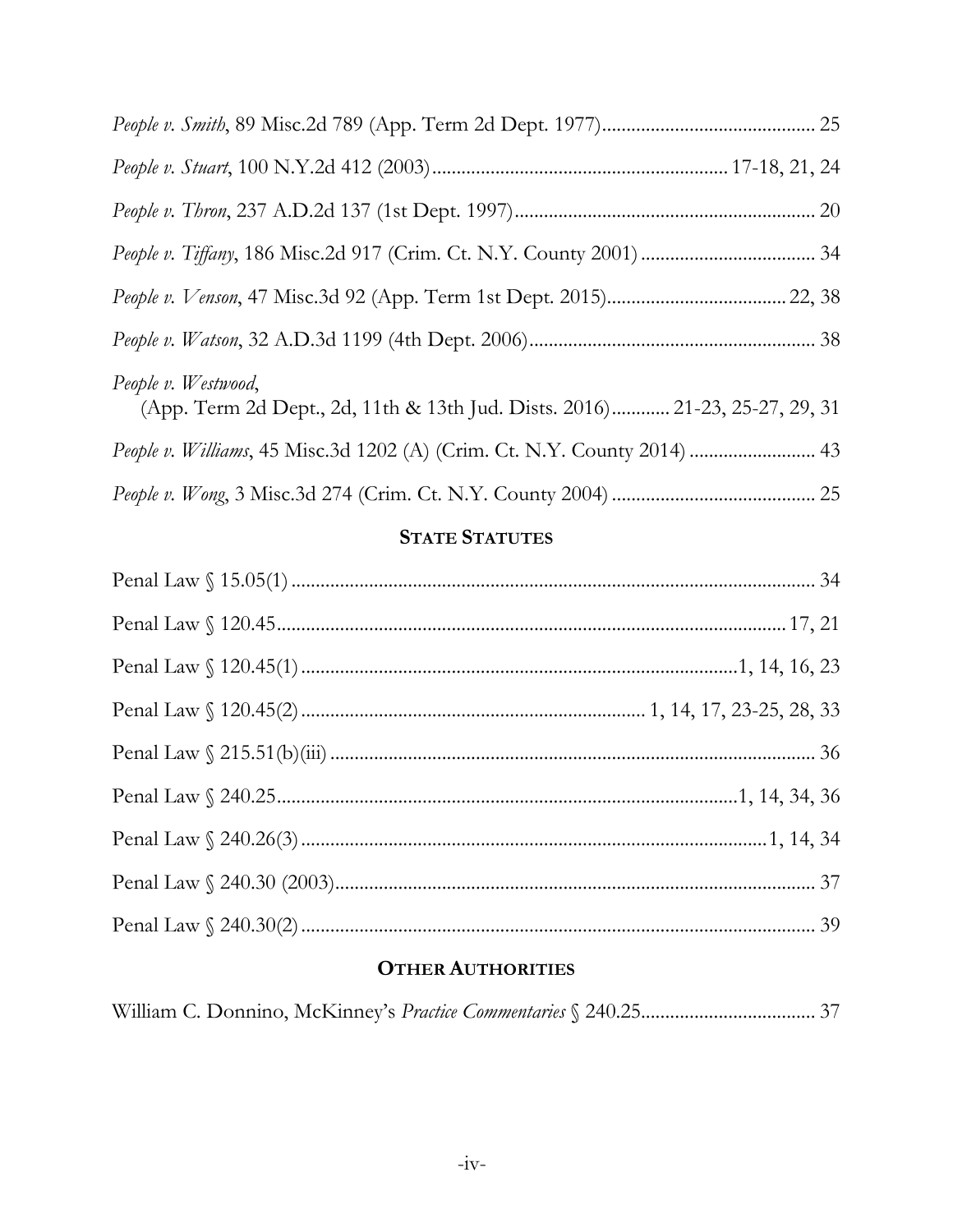*People v. Smith*, 89 Misc.2d 789 (App. Term 2d Dept. 1977) .......................................... 25

*People v. Stuart*, 100 N.Y.2d 412 (2003) .......................................................... 17-18, 21, 24

*People v. Thron*, 237 A.D.2d 137 (1st Dept. 1997) ............................................................ 20

*People v. Tiffany*, 186 Misc.2d 917 (Crim. Ct. N.Y. County 2001) .................................. 34

*People v. Venson*, 47 Misc.3d 92 (App. Term 1st Dept. 2015) .................................... 22, 38

*People v. Watson*, 32 A.D.3d 1199 (4th Dept. 2006) .......................................................... 38

*People v. Westwood*,
(App. Term 2d Dept., 2d, 11th & 13th Jud. Dists. 2016) ............ 21-23, 25-27, 29, 31

*People v. Williams*, 45 Misc.3d 1202 (A) (Crim. Ct. N.Y. County 2014) ......................... 43

*People v. Wong*, 3 Misc.3d 274 (Crim. Ct. N.Y. County 2004) ......................................... 25

## STATE STATUTES

Penal Law § 15.05(1) ........................................................................................................... 34

Penal Law § 120.45 ......................................................................................................... 17, 21

Penal Law § 120.45(1) ........................................................................................ 1, 14, 16, 23

Penal Law § 120.45(2) ...................................................................... 1, 14, 17, 23-25, 28, 33

Penal Law § 215.51(b)(iii) ................................................................................................... 36

Penal Law § 240.25 ............................................................................................. 1, 14, 34, 36

Penal Law § 240.26(3) ............................................................................................... 1, 14, 34

Penal Law § 240.30 (2003) .................................................................................................. 37

Penal Law § 240.30(2) ......................................................................................................... 39

## OTHER AUTHORITIES

William C. Donnino, McKinney's *Practice Commentaries* § 240.25 .................................... 37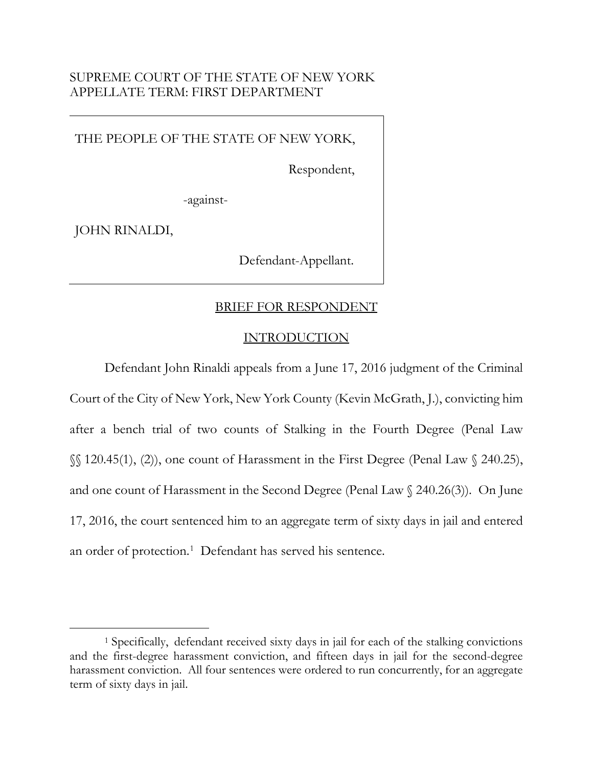SUPREME COURT OF THE STATE OF NEW YORK
APPELLATE TERM: FIRST DEPARTMENT

| THE PEOPLE OF THE STATE OF NEW YORK, Respondent, -against- JOHN RINALDI, Defendant-Appellant. |
|---|

## BRIEF FOR RESPONDENT

## INTRODUCTION

Defendant John Rinaldi appeals from a June 17, 2016 judgment of the Criminal Court of the City of New York, New York County (Kevin McGrath, J.), convicting him after a bench trial of two counts of Stalking in the Fourth Degree (Penal Law §§ 120.45(1), (2)), one count of Harassment in the First Degree (Penal Law § 240.25), and one count of Harassment in the Second Degree (Penal Law § 240.26(3)). On June 17, 2016, the court sentenced him to an aggregate term of sixty days in jail and entered an order of protection.[1] Defendant has served his sentence.

[1] Specifically, defendant received sixty days in jail for each of the stalking convictions and the first-degree harassment conviction, and fifteen days in jail for the second-degree harassment conviction. All four sentences were ordered to run concurrently, for an aggregate term of sixty days in jail.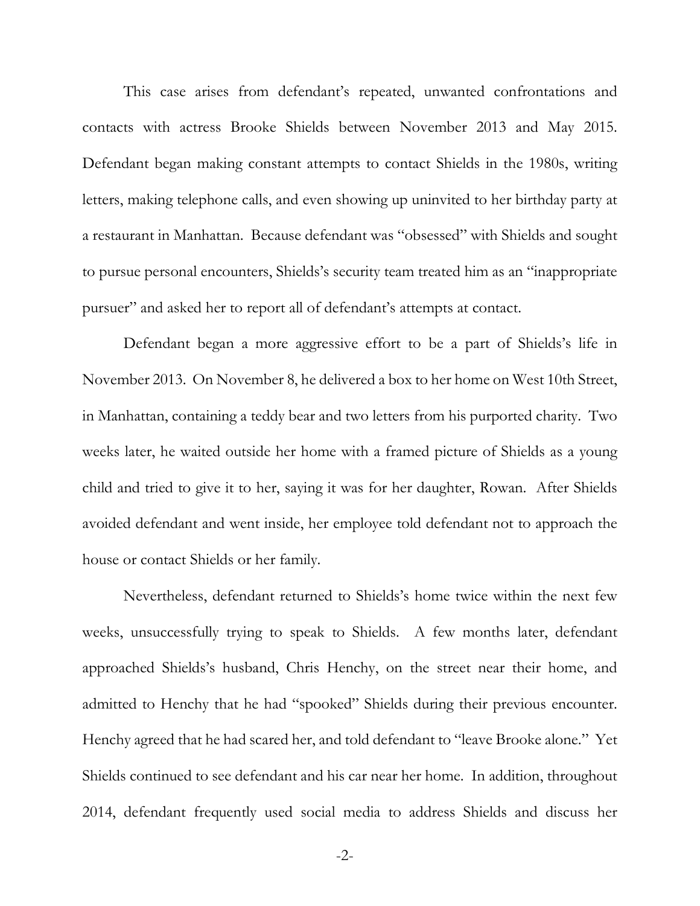This case arises from defendant's repeated, unwanted confrontations and contacts with actress Brooke Shields between November 2013 and May 2015. Defendant began making constant attempts to contact Shields in the 1980s, writing letters, making telephone calls, and even showing up uninvited to her birthday party at a restaurant in Manhattan. Because defendant was "obsessed" with Shields and sought to pursue personal encounters, Shields's security team treated him as an "inappropriate pursuer" and asked her to report all of defendant's attempts at contact.

Defendant began a more aggressive effort to be a part of Shields's life in November 2013. On November 8, he delivered a box to her home on West 10th Street, in Manhattan, containing a teddy bear and two letters from his purported charity. Two weeks later, he waited outside her home with a framed picture of Shields as a young child and tried to give it to her, saying it was for her daughter, Rowan. After Shields avoided defendant and went inside, her employee told defendant not to approach the house or contact Shields or her family.

Nevertheless, defendant returned to Shields's home twice within the next few weeks, unsuccessfully trying to speak to Shields. A few months later, defendant approached Shields's husband, Chris Henchy, on the street near their home, and admitted to Henchy that he had "spooked" Shields during their previous encounter. Henchy agreed that he had scared her, and told defendant to "leave Brooke alone." Yet Shields continued to see defendant and his car near her home. In addition, throughout 2014, defendant frequently used social media to address Shields and discuss her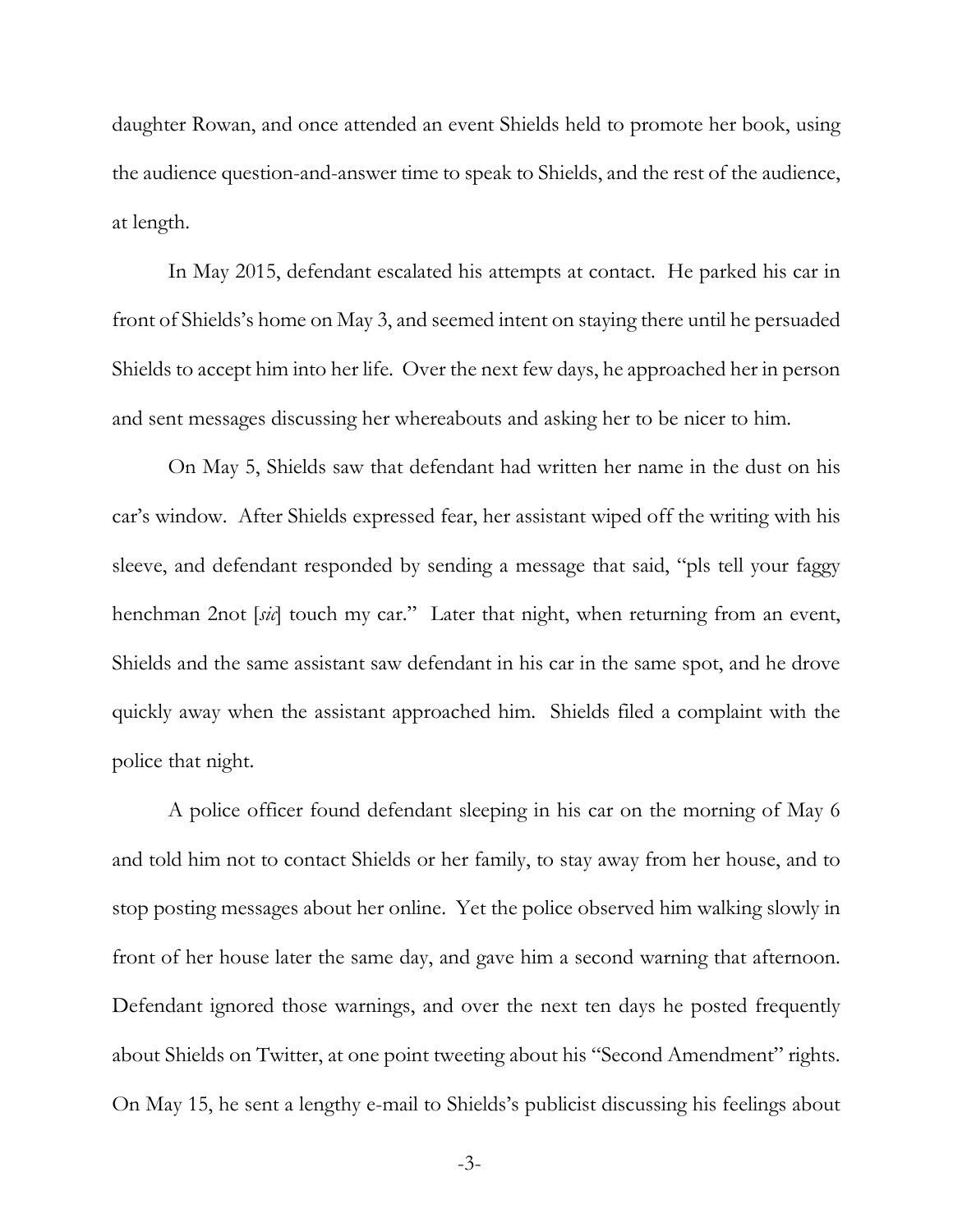daughter Rowan, and once attended an event Shields held to promote her book, using the audience question-and-answer time to speak to Shields, and the rest of the audience, at length.

In May 2015, defendant escalated his attempts at contact. He parked his car in front of Shields's home on May 3, and seemed intent on staying there until he persuaded Shields to accept him into her life. Over the next few days, he approached her in person and sent messages discussing her whereabouts and asking her to be nicer to him.

On May 5, Shields saw that defendant had written her name in the dust on his car's window. After Shields expressed fear, her assistant wiped off the writing with his sleeve, and defendant responded by sending a message that said, "pls tell your faggy henchman 2not [*sic*] touch my car." Later that night, when returning from an event, Shields and the same assistant saw defendant in his car in the same spot, and he drove quickly away when the assistant approached him. Shields filed a complaint with the police that night.

A police officer found defendant sleeping in his car on the morning of May 6 and told him not to contact Shields or her family, to stay away from her house, and to stop posting messages about her online. Yet the police observed him walking slowly in front of her house later the same day, and gave him a second warning that afternoon. Defendant ignored those warnings, and over the next ten days he posted frequently about Shields on Twitter, at one point tweeting about his "Second Amendment" rights. On May 15, he sent a lengthy e-mail to Shields's publicist discussing his feelings about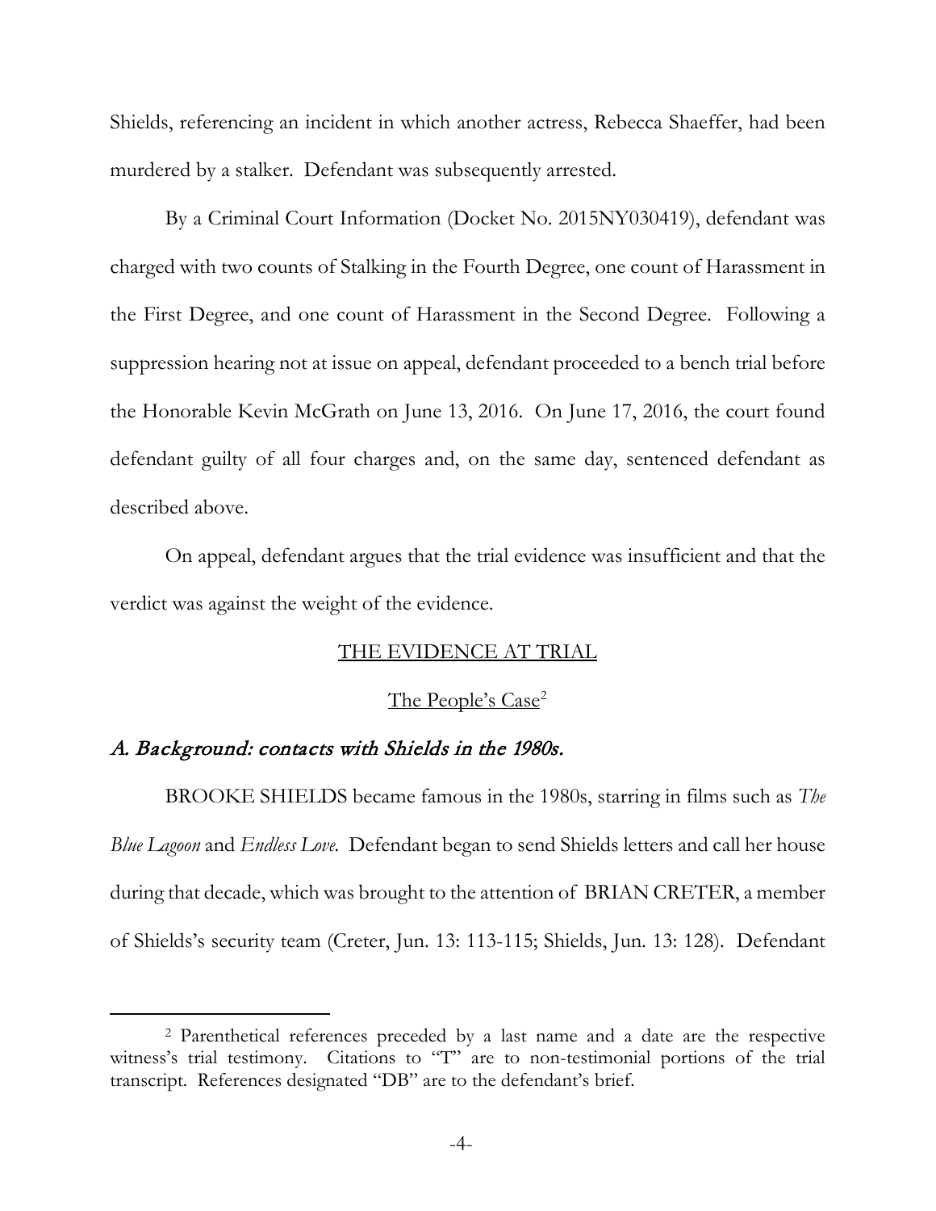Shields, referencing an incident in which another actress, Rebecca Shaeffer, had been murdered by a stalker. Defendant was subsequently arrested.

By a Criminal Court Information (Docket No. 2015NY030419), defendant was charged with two counts of Stalking in the Fourth Degree, one count of Harassment in the First Degree, and one count of Harassment in the Second Degree. Following a suppression hearing not at issue on appeal, defendant proceeded to a bench trial before the Honorable Kevin McGrath on June 13, 2016. On June 17, 2016, the court found defendant guilty of all four charges and, on the same day, sentenced defendant as described above.

On appeal, defendant argues that the trial evidence was insufficient and that the verdict was against the weight of the evidence.

## THE EVIDENCE AT TRIAL

### The People's Case[2]

#### *A. Background: contacts with Shields in the 1980s.*

BROOKE SHIELDS became famous in the 1980s, starring in films such as *The Blue Lagoon* and *Endless Love*. Defendant began to send Shields letters and call her house during that decade, which was brought to the attention of BRIAN CRETER, a member of Shields's security team (Creter, Jun. 13: 113-115; Shields, Jun. 13: 128). Defendant

---

[2] Parenthetical references preceded by a last name and a date are the respective witness's trial testimony. Citations to "T" are to non-testimonial portions of the trial transcript. References designated "DB" are to the defendant's brief.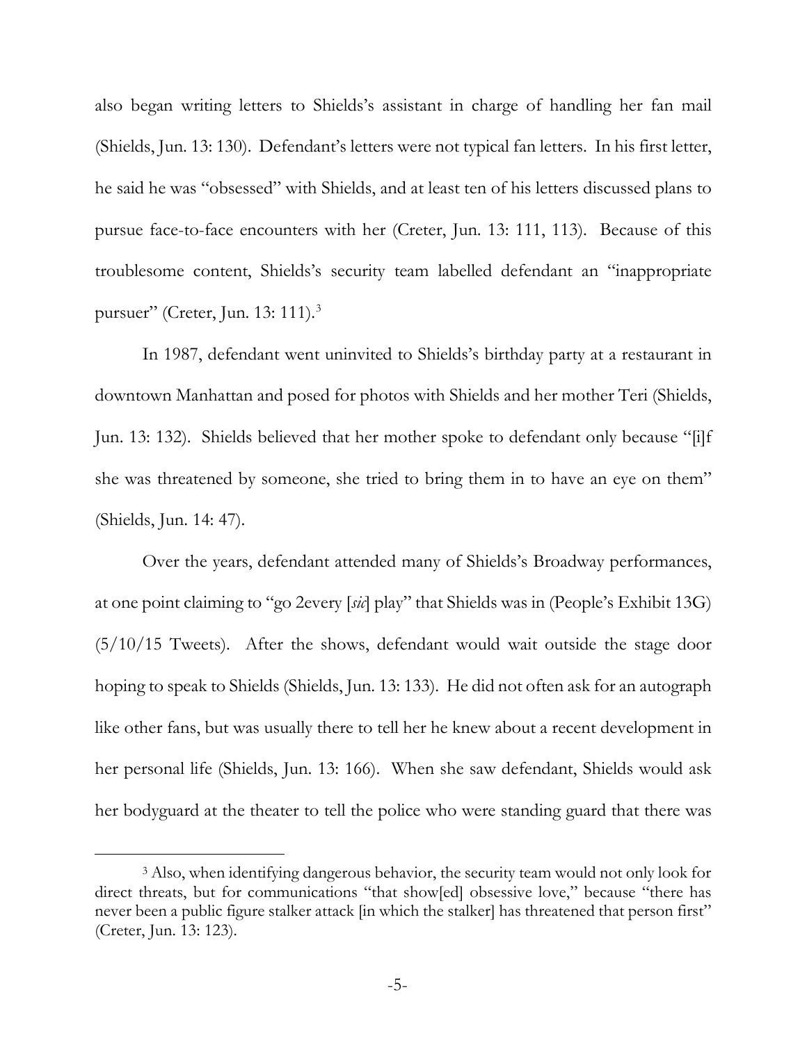also began writing letters to Shields's assistant in charge of handling her fan mail (Shields, Jun. 13: 130). Defendant's letters were not typical fan letters. In his first letter, he said he was "obsessed" with Shields, and at least ten of his letters discussed plans to pursue face-to-face encounters with her (Creter, Jun. 13: 111, 113). Because of this troublesome content, Shields's security team labelled defendant an "inappropriate pursuer" (Creter, Jun. 13: 111).[3]

In 1987, defendant went uninvited to Shields's birthday party at a restaurant in downtown Manhattan and posed for photos with Shields and her mother Teri (Shields, Jun. 13: 132). Shields believed that her mother spoke to defendant only because "[i]f she was threatened by someone, she tried to bring them in to have an eye on them" (Shields, Jun. 14: 47).

Over the years, defendant attended many of Shields's Broadway performances, at one point claiming to "go 2every [*sic*] play" that Shields was in (People's Exhibit 13G) (5/10/15 Tweets). After the shows, defendant would wait outside the stage door hoping to speak to Shields (Shields, Jun. 13: 133). He did not often ask for an autograph like other fans, but was usually there to tell her he knew about a recent development in her personal life (Shields, Jun. 13: 166). When she saw defendant, Shields would ask her bodyguard at the theater to tell the police who were standing guard that there was

[3] Also, when identifying dangerous behavior, the security team would not only look for direct threats, but for communications "that show[ed] obsessive love," because "there has never been a public figure stalker attack [in which the stalker] has threatened that person first" (Creter, Jun. 13: 123).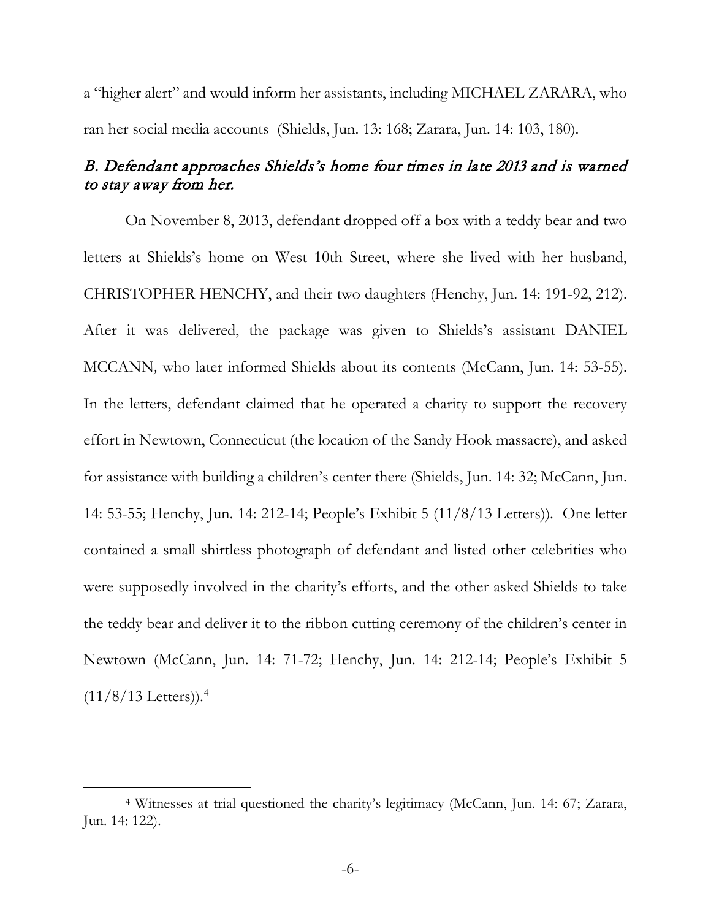a "higher alert" and would inform her assistants, including MICHAEL ZARARA, who ran her social media accounts (Shields, Jun. 13: 168; Zarara, Jun. 14: 103, 180).

### *B. Defendant approaches Shields's home four times in late 2013 and is warned to stay away from her.*

On November 8, 2013, defendant dropped off a box with a teddy bear and two letters at Shields's home on West 10th Street, where she lived with her husband, CHRISTOPHER HENCHY, and their two daughters (Henchy, Jun. 14: 191-92, 212). After it was delivered, the package was given to Shields's assistant DANIEL MCCANN*,* who later informed Shields about its contents (McCann, Jun. 14: 53-55). In the letters, defendant claimed that he operated a charity to support the recovery effort in Newtown, Connecticut (the location of the Sandy Hook massacre), and asked for assistance with building a children's center there (Shields, Jun. 14: 32; McCann, Jun. 14: 53-55; Henchy, Jun. 14: 212-14; People's Exhibit 5 (11/8/13 Letters)). One letter contained a small shirtless photograph of defendant and listed other celebrities who were supposedly involved in the charity's efforts, and the other asked Shields to take the teddy bear and deliver it to the ribbon cutting ceremony of the children's center in Newtown (McCann, Jun. 14: 71-72; Henchy, Jun. 14: 212-14; People's Exhibit 5 (11/8/13 Letters)).[4]

[4] Witnesses at trial questioned the charity's legitimacy (McCann, Jun. 14: 67; Zarara, Jun. 14: 122).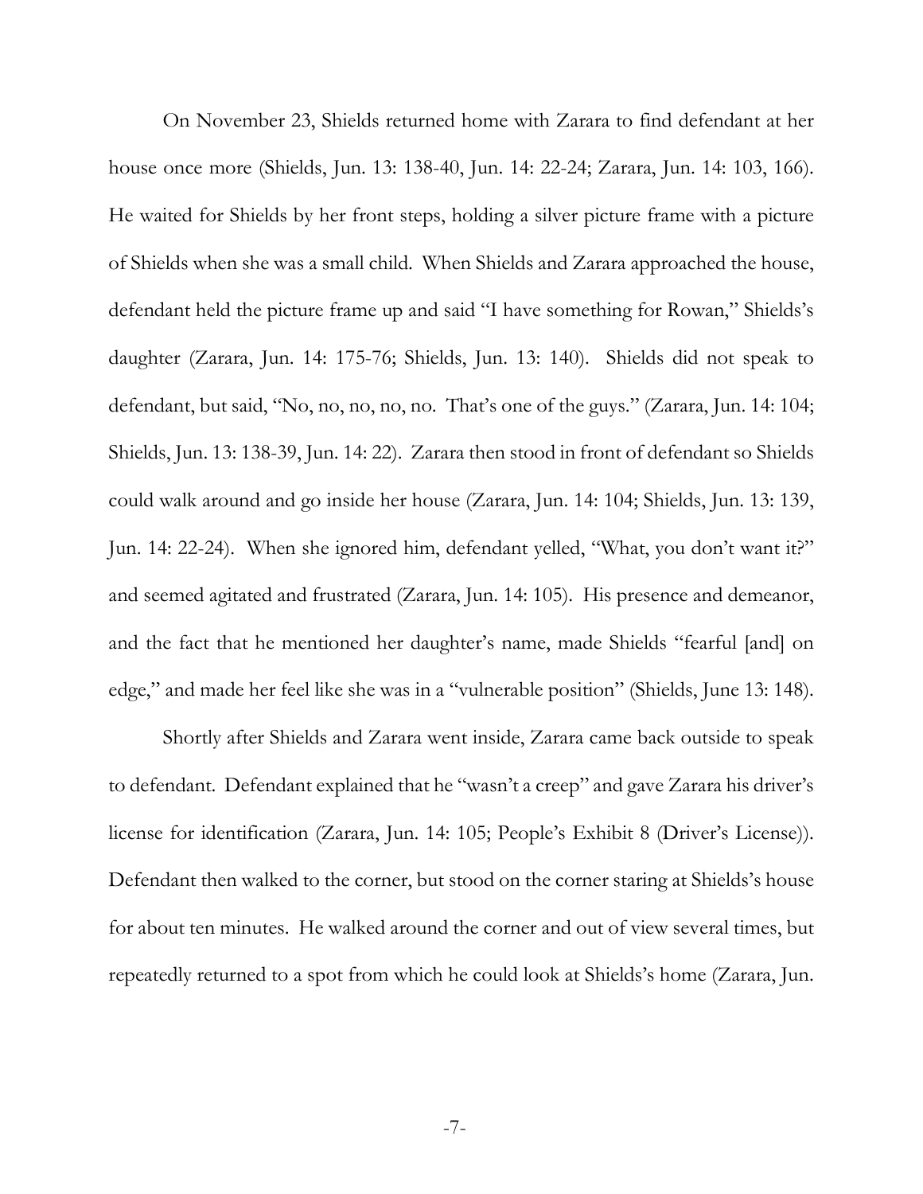On November 23, Shields returned home with Zarara to find defendant at her house once more (Shields, Jun. 13: 138-40, Jun. 14: 22-24; Zarara, Jun. 14: 103, 166). He waited for Shields by her front steps, holding a silver picture frame with a picture of Shields when she was a small child. When Shields and Zarara approached the house, defendant held the picture frame up and said "I have something for Rowan," Shields's daughter (Zarara, Jun. 14: 175-76; Shields, Jun. 13: 140). Shields did not speak to defendant, but said, "No, no, no, no, no. That's one of the guys." (Zarara, Jun. 14: 104; Shields, Jun. 13: 138-39, Jun. 14: 22). Zarara then stood in front of defendant so Shields could walk around and go inside her house (Zarara, Jun. 14: 104; Shields, Jun. 13: 139, Jun. 14: 22-24). When she ignored him, defendant yelled, "What, you don't want it?" and seemed agitated and frustrated (Zarara, Jun. 14: 105). His presence and demeanor, and the fact that he mentioned her daughter's name, made Shields "fearful [and] on edge," and made her feel like she was in a "vulnerable position" (Shields, June 13: 148).

Shortly after Shields and Zarara went inside, Zarara came back outside to speak to defendant. Defendant explained that he "wasn't a creep" and gave Zarara his driver's license for identification (Zarara, Jun. 14: 105; People's Exhibit 8 (Driver's License)). Defendant then walked to the corner, but stood on the corner staring at Shields's house for about ten minutes. He walked around the corner and out of view several times, but repeatedly returned to a spot from which he could look at Shields's home (Zarara, Jun.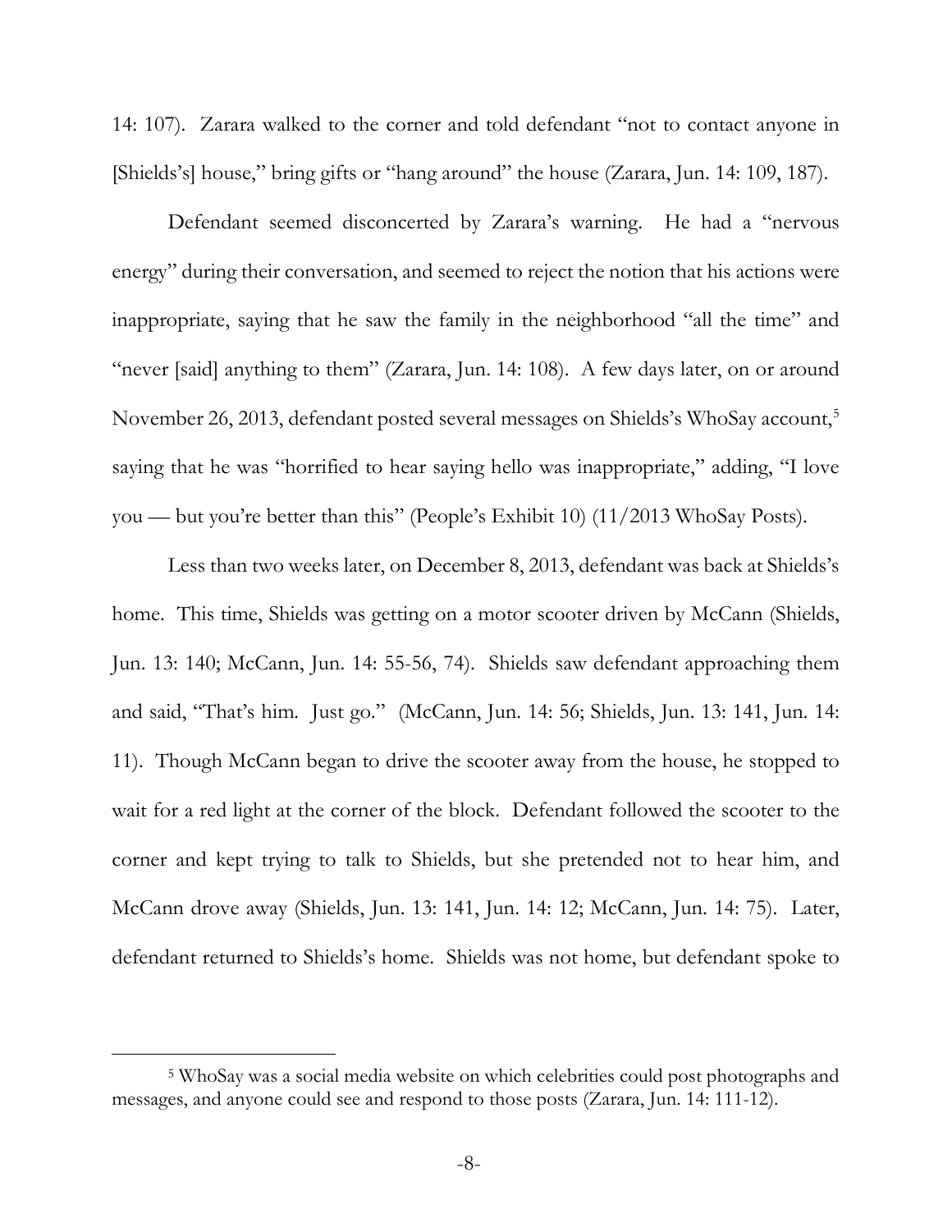14: 107). Zarara walked to the corner and told defendant "not to contact anyone in [Shields's] house," bring gifts or "hang around" the house (Zarara, Jun. 14: 109, 187).

Defendant seemed disconcerted by Zarara's warning. He had a "nervous energy" during their conversation, and seemed to reject the notion that his actions were inappropriate, saying that he saw the family in the neighborhood "all the time" and "never [said] anything to them" (Zarara, Jun. 14: 108). A few days later, on or around November 26, 2013, defendant posted several messages on Shields's WhoSay account,[5] saying that he was "horrified to hear saying hello was inappropriate," adding, "I love you — but you're better than this" (People's Exhibit 10) (11/2013 WhoSay Posts).

Less than two weeks later, on December 8, 2013, defendant was back at Shields's home. This time, Shields was getting on a motor scooter driven by McCann (Shields, Jun. 13: 140; McCann, Jun. 14: 55-56, 74). Shields saw defendant approaching them and said, "That's him. Just go." (McCann, Jun. 14: 56; Shields, Jun. 13: 141, Jun. 14: 11). Though McCann began to drive the scooter away from the house, he stopped to wait for a red light at the corner of the block. Defendant followed the scooter to the corner and kept trying to talk to Shields, but she pretended not to hear him, and McCann drove away (Shields, Jun. 13: 141, Jun. 14: 12; McCann, Jun. 14: 75). Later, defendant returned to Shields's home. Shields was not home, but defendant spoke to

[5] WhoSay was a social media website on which celebrities could post photographs and messages, and anyone could see and respond to those posts (Zarara, Jun. 14: 111-12).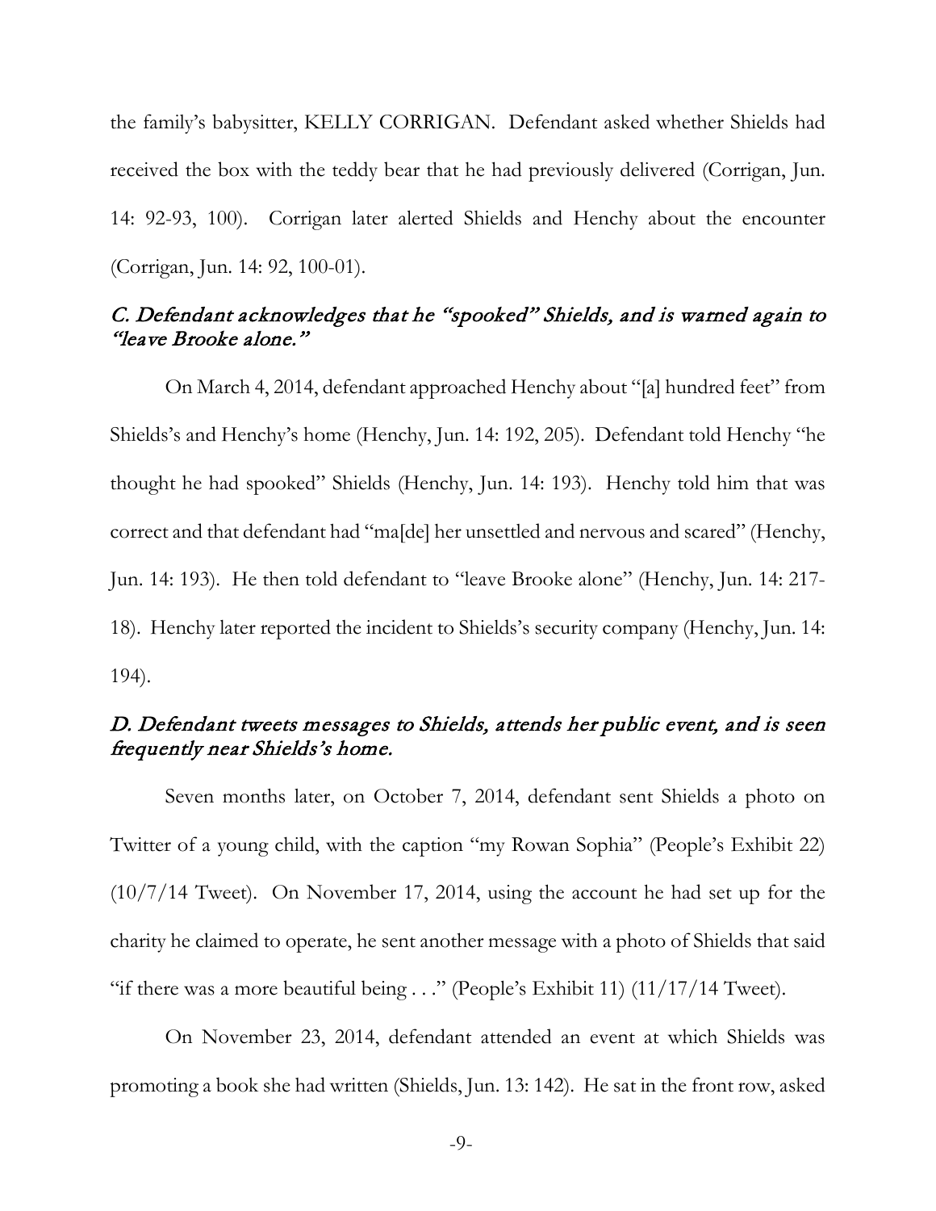the family's babysitter, KELLY CORRIGAN. Defendant asked whether Shields had received the box with the teddy bear that he had previously delivered (Corrigan, Jun. 14: 92-93, 100). Corrigan later alerted Shields and Henchy about the encounter (Corrigan, Jun. 14: 92, 100-01).

### *C. Defendant acknowledges that he "spooked" Shields, and is warned again to "leave Brooke alone."*

On March 4, 2014, defendant approached Henchy about "[a] hundred feet" from Shields's and Henchy's home (Henchy, Jun. 14: 192, 205). Defendant told Henchy "he thought he had spooked" Shields (Henchy, Jun. 14: 193). Henchy told him that was correct and that defendant had "ma[de] her unsettled and nervous and scared" (Henchy, Jun. 14: 193). He then told defendant to "leave Brooke alone" (Henchy, Jun. 14: 217-18). Henchy later reported the incident to Shields's security company (Henchy, Jun. 14: 194).

### *D. Defendant tweets messages to Shields, attends her public event, and is seen frequently near Shields's home.*

Seven months later, on October 7, 2014, defendant sent Shields a photo on Twitter of a young child, with the caption "my Rowan Sophia" (People's Exhibit 22) (10/7/14 Tweet). On November 17, 2014, using the account he had set up for the charity he claimed to operate, he sent another message with a photo of Shields that said "if there was a more beautiful being . . ." (People's Exhibit 11) (11/17/14 Tweet).

On November 23, 2014, defendant attended an event at which Shields was promoting a book she had written (Shields, Jun. 13: 142). He sat in the front row, asked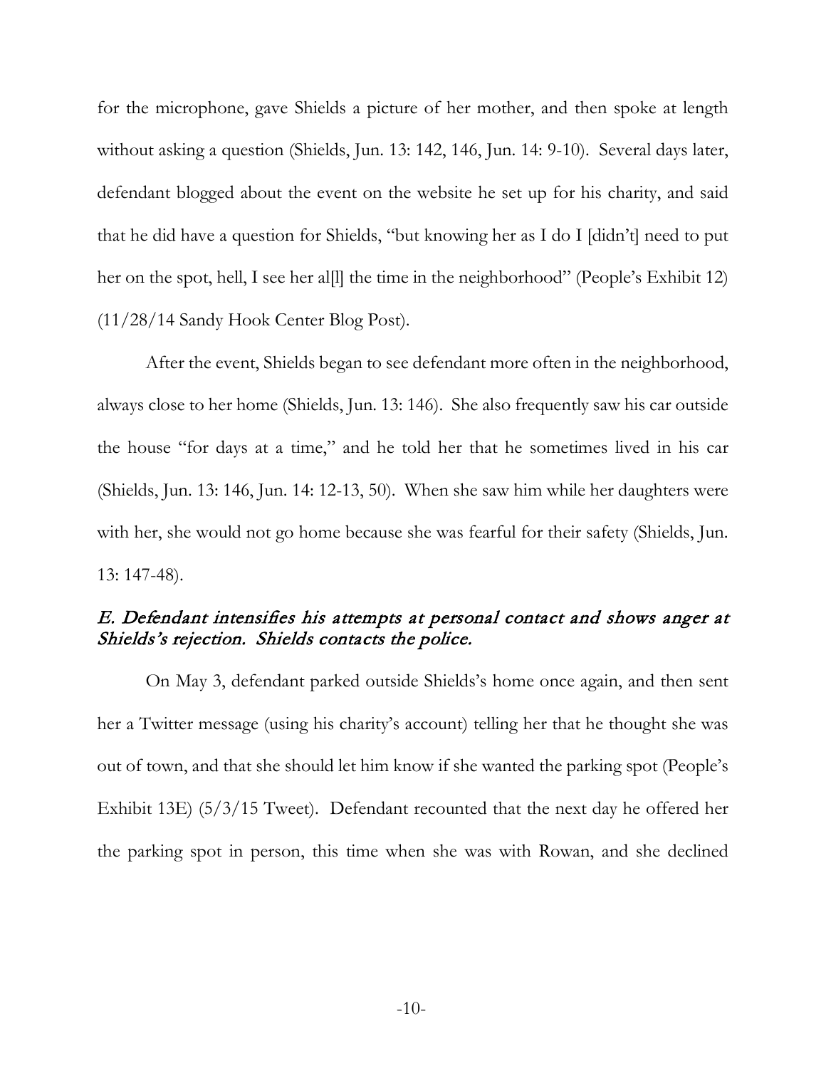for the microphone, gave Shields a picture of her mother, and then spoke at length without asking a question (Shields, Jun. 13: 142, 146, Jun. 14: 9-10). Several days later, defendant blogged about the event on the website he set up for his charity, and said that he did have a question for Shields, "but knowing her as I do I [didn't] need to put her on the spot, hell, I see her al[l] the time in the neighborhood" (People's Exhibit 12) (11/28/14 Sandy Hook Center Blog Post).

After the event, Shields began to see defendant more often in the neighborhood, always close to her home (Shields, Jun. 13: 146). She also frequently saw his car outside the house "for days at a time," and he told her that he sometimes lived in his car (Shields, Jun. 13: 146, Jun. 14: 12-13, 50). When she saw him while her daughters were with her, she would not go home because she was fearful for their safety (Shields, Jun. 13: 147-48).

### *E. Defendant intensifies his attempts at personal contact and shows anger at Shields's rejection. Shields contacts the police.*

On May 3, defendant parked outside Shields's home once again, and then sent her a Twitter message (using his charity's account) telling her that he thought she was out of town, and that she should let him know if she wanted the parking spot (People's Exhibit 13E) (5/3/15 Tweet). Defendant recounted that the next day he offered her the parking spot in person, this time when she was with Rowan, and she declined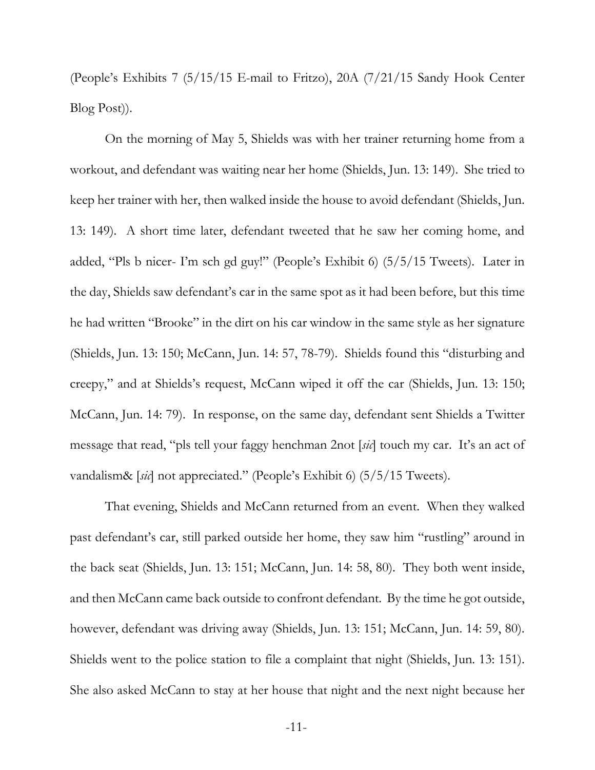(People's Exhibits 7 (5/15/15 E-mail to Fritzo), 20A (7/21/15 Sandy Hook Center Blog Post)).

On the morning of May 5, Shields was with her trainer returning home from a workout, and defendant was waiting near her home (Shields, Jun. 13: 149). She tried to keep her trainer with her, then walked inside the house to avoid defendant (Shields, Jun. 13: 149). A short time later, defendant tweeted that he saw her coming home, and added, "Pls b nicer- I'm sch gd guy!" (People's Exhibit 6) (5/5/15 Tweets). Later in the day, Shields saw defendant's car in the same spot as it had been before, but this time he had written "Brooke" in the dirt on his car window in the same style as her signature (Shields, Jun. 13: 150; McCann, Jun. 14: 57, 78-79). Shields found this "disturbing and creepy," and at Shields's request, McCann wiped it off the car (Shields, Jun. 13: 150; McCann, Jun. 14: 79). In response, on the same day, defendant sent Shields a Twitter message that read, "pls tell your faggy henchman 2not [*sic*] touch my car. It's an act of vandalism& [*sic*] not appreciated." (People's Exhibit 6) (5/5/15 Tweets).

That evening, Shields and McCann returned from an event. When they walked past defendant's car, still parked outside her home, they saw him "rustling" around in the back seat (Shields, Jun. 13: 151; McCann, Jun. 14: 58, 80). They both went inside, and then McCann came back outside to confront defendant. By the time he got outside, however, defendant was driving away (Shields, Jun. 13: 151; McCann, Jun. 14: 59, 80). Shields went to the police station to file a complaint that night (Shields, Jun. 13: 151). She also asked McCann to stay at her house that night and the next night because her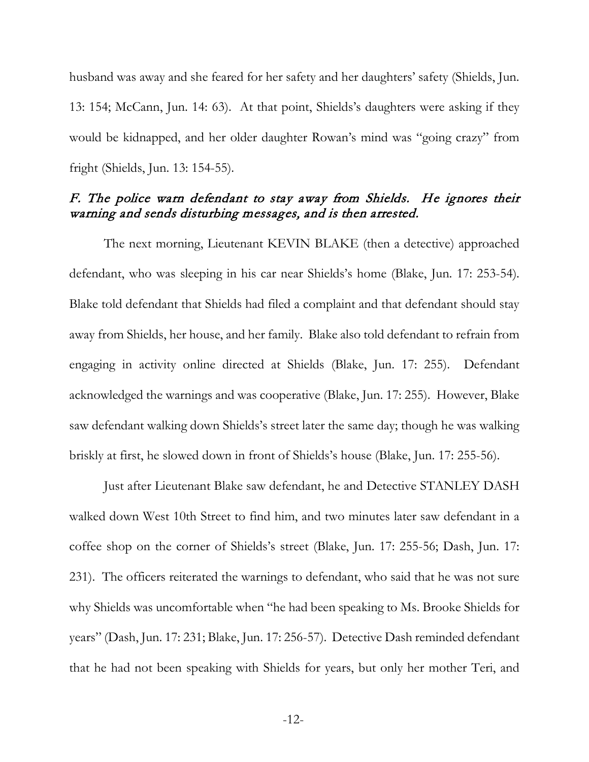husband was away and she feared for her safety and her daughters' safety (Shields, Jun. 13: 154; McCann, Jun. 14: 63). At that point, Shields's daughters were asking if they would be kidnapped, and her older daughter Rowan's mind was "going crazy" from fright (Shields, Jun. 13: 154-55).

### *F. The police warn defendant to stay away from Shields. He ignores their warning and sends disturbing messages, and is then arrested.*

The next morning, Lieutenant KEVIN BLAKE (then a detective) approached defendant, who was sleeping in his car near Shields's home (Blake, Jun. 17: 253-54). Blake told defendant that Shields had filed a complaint and that defendant should stay away from Shields, her house, and her family. Blake also told defendant to refrain from engaging in activity online directed at Shields (Blake, Jun. 17: 255). Defendant acknowledged the warnings and was cooperative (Blake, Jun. 17: 255). However, Blake saw defendant walking down Shields's street later the same day; though he was walking briskly at first, he slowed down in front of Shields's house (Blake, Jun. 17: 255-56).

Just after Lieutenant Blake saw defendant, he and Detective STANLEY DASH walked down West 10th Street to find him, and two minutes later saw defendant in a coffee shop on the corner of Shields's street (Blake, Jun. 17: 255-56; Dash, Jun. 17: 231). The officers reiterated the warnings to defendant, who said that he was not sure why Shields was uncomfortable when "he had been speaking to Ms. Brooke Shields for years" (Dash, Jun. 17: 231; Blake, Jun. 17: 256-57). Detective Dash reminded defendant that he had not been speaking with Shields for years, but only her mother Teri, and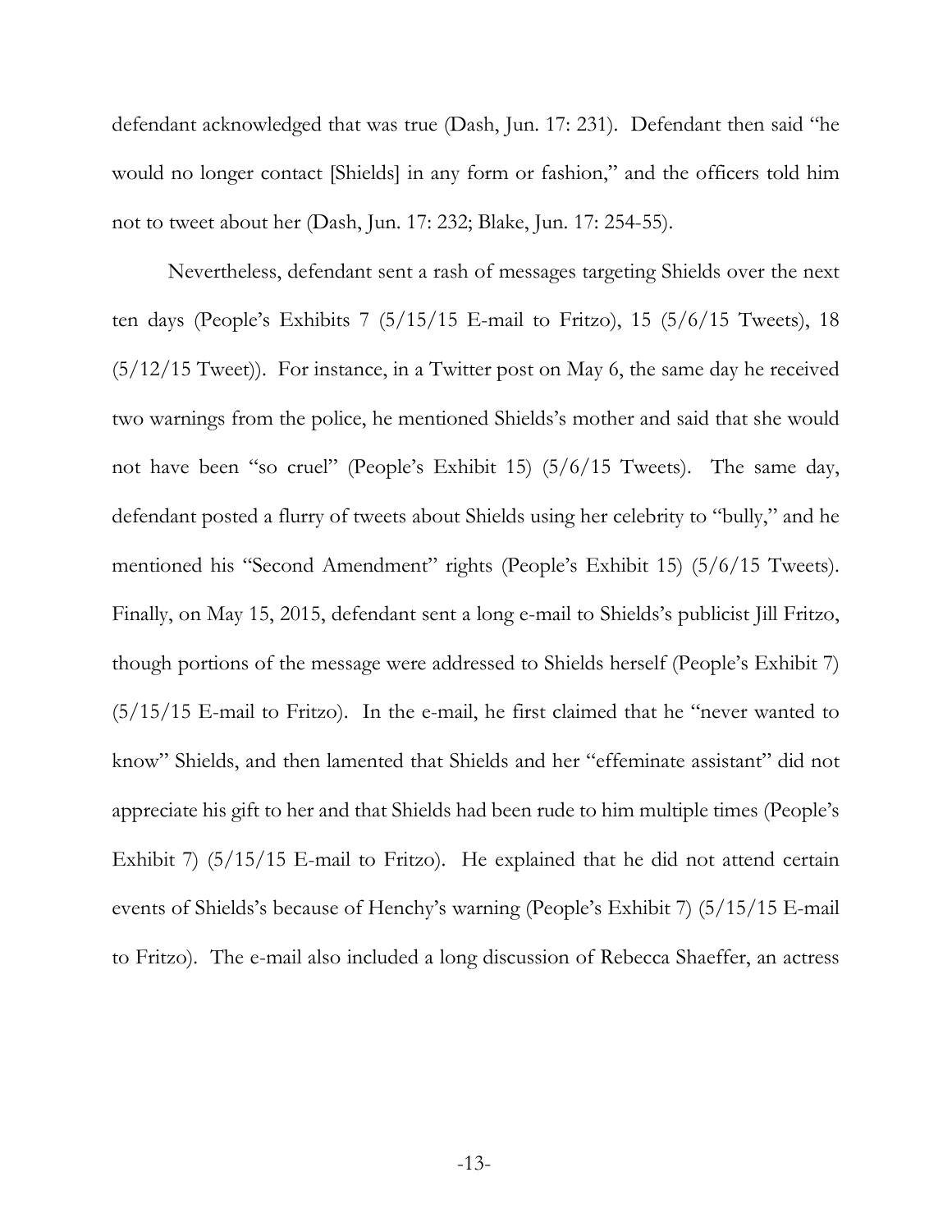defendant acknowledged that was true (Dash, Jun. 17: 231). Defendant then said "he would no longer contact [Shields] in any form or fashion," and the officers told him not to tweet about her (Dash, Jun. 17: 232; Blake, Jun. 17: 254-55).

Nevertheless, defendant sent a rash of messages targeting Shields over the next ten days (People's Exhibits 7 (5/15/15 E-mail to Fritzo), 15 (5/6/15 Tweets), 18 (5/12/15 Tweet)). For instance, in a Twitter post on May 6, the same day he received two warnings from the police, he mentioned Shields's mother and said that she would not have been "so cruel" (People's Exhibit 15) (5/6/15 Tweets). The same day, defendant posted a flurry of tweets about Shields using her celebrity to "bully," and he mentioned his "Second Amendment" rights (People's Exhibit 15) (5/6/15 Tweets). Finally, on May 15, 2015, defendant sent a long e-mail to Shields's publicist Jill Fritzo, though portions of the message were addressed to Shields herself (People's Exhibit 7) (5/15/15 E-mail to Fritzo). In the e-mail, he first claimed that he "never wanted to know" Shields, and then lamented that Shields and her "effeminate assistant" did not appreciate his gift to her and that Shields had been rude to him multiple times (People's Exhibit 7) (5/15/15 E-mail to Fritzo). He explained that he did not attend certain events of Shields's because of Henchy's warning (People's Exhibit 7) (5/15/15 E-mail to Fritzo). The e-mail also included a long discussion of Rebecca Shaeffer, an actress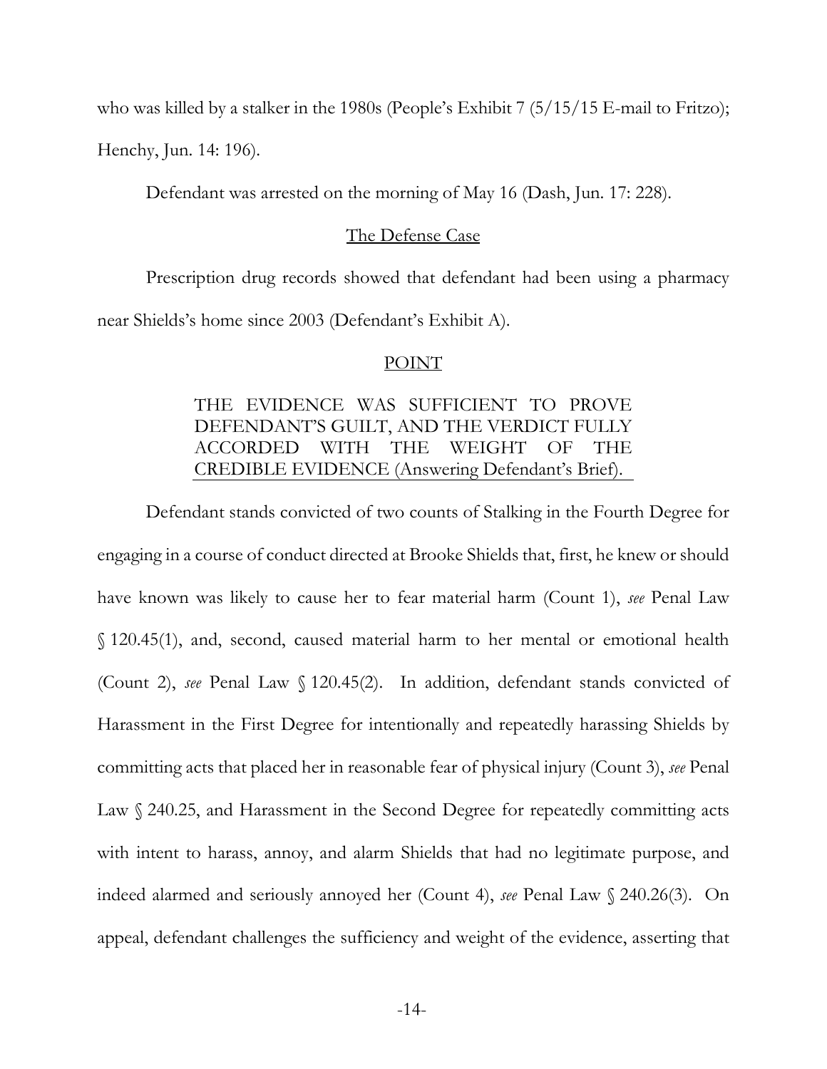who was killed by a stalker in the 1980s (People's Exhibit 7 (5/15/15 E-mail to Fritzo); Henchy, Jun. 14: 196).

Defendant was arrested on the morning of May 16 (Dash, Jun. 17: 228).

## The Defense Case

Prescription drug records showed that defendant had been using a pharmacy near Shields's home since 2003 (Defendant's Exhibit A).

## POINT

### THE EVIDENCE WAS SUFFICIENT TO PROVE DEFENDANT'S GUILT, AND THE VERDICT FULLY ACCORDED WITH THE WEIGHT OF THE CREDIBLE EVIDENCE (Answering Defendant's Brief).

Defendant stands convicted of two counts of Stalking in the Fourth Degree for engaging in a course of conduct directed at Brooke Shields that, first, he knew or should have known was likely to cause her to fear material harm (Count 1), *see* Penal Law § 120.45(1), and, second, caused material harm to her mental or emotional health (Count 2), *see* Penal Law § 120.45(2). In addition, defendant stands convicted of Harassment in the First Degree for intentionally and repeatedly harassing Shields by committing acts that placed her in reasonable fear of physical injury (Count 3), *see* Penal Law § 240.25, and Harassment in the Second Degree for repeatedly committing acts with intent to harass, annoy, and alarm Shields that had no legitimate purpose, and indeed alarmed and seriously annoyed her (Count 4), *see* Penal Law § 240.26(3). On appeal, defendant challenges the sufficiency and weight of the evidence, asserting that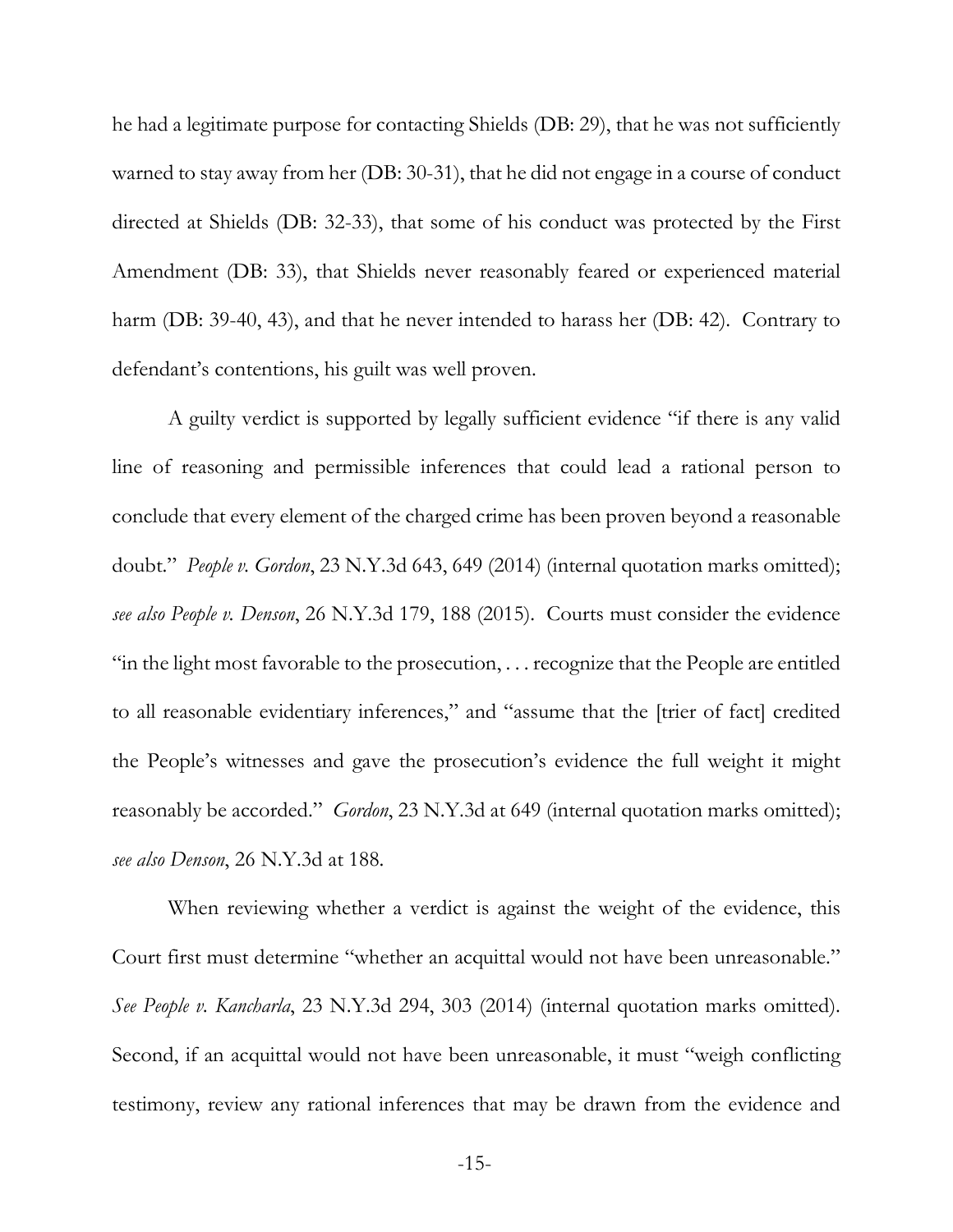he had a legitimate purpose for contacting Shields (DB: 29), that he was not sufficiently warned to stay away from her (DB: 30-31), that he did not engage in a course of conduct directed at Shields (DB: 32-33), that some of his conduct was protected by the First Amendment (DB: 33), that Shields never reasonably feared or experienced material harm (DB: 39-40, 43), and that he never intended to harass her (DB: 42). Contrary to defendant's contentions, his guilt was well proven.

A guilty verdict is supported by legally sufficient evidence "if there is any valid line of reasoning and permissible inferences that could lead a rational person to conclude that every element of the charged crime has been proven beyond a reasonable doubt." *People v. Gordon*, 23 N.Y.3d 643, 649 (2014) (internal quotation marks omitted); *see also People v. Denson*, 26 N.Y.3d 179, 188 (2015). Courts must consider the evidence "in the light most favorable to the prosecution, . . . recognize that the People are entitled to all reasonable evidentiary inferences," and "assume that the [trier of fact] credited the People's witnesses and gave the prosecution's evidence the full weight it might reasonably be accorded." *Gordon*, 23 N.Y.3d at 649 (internal quotation marks omitted); *see also Denson*, 26 N.Y.3d at 188.

When reviewing whether a verdict is against the weight of the evidence, this Court first must determine "whether an acquittal would not have been unreasonable." *See People v. Kancharla*, 23 N.Y.3d 294, 303 (2014) (internal quotation marks omitted). Second, if an acquittal would not have been unreasonable, it must "weigh conflicting testimony, review any rational inferences that may be drawn from the evidence and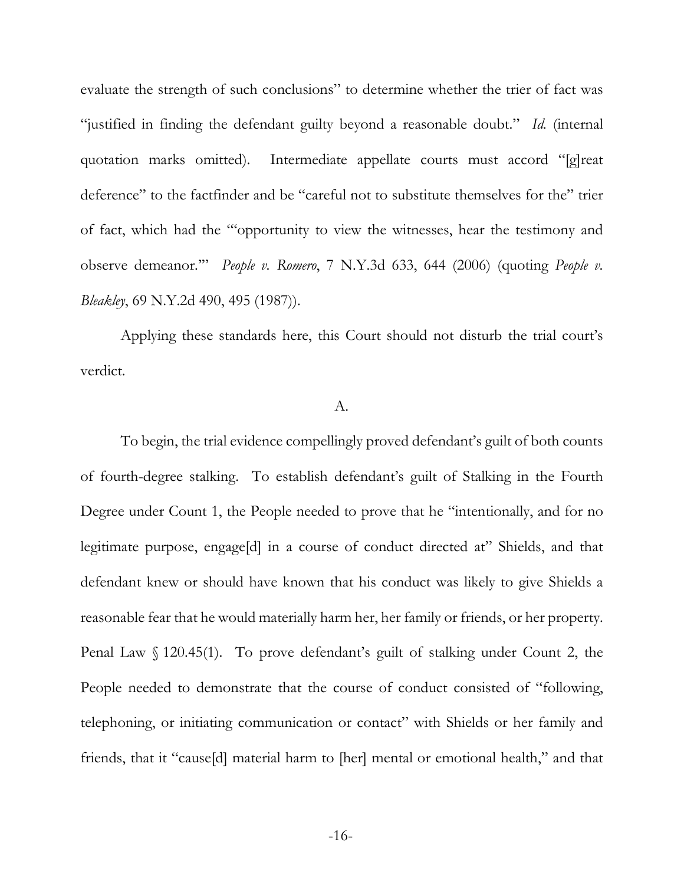evaluate the strength of such conclusions" to determine whether the trier of fact was "justified in finding the defendant guilty beyond a reasonable doubt." *Id.* (internal quotation marks omitted). Intermediate appellate courts must accord "[g]reat deference" to the factfinder and be "careful not to substitute themselves for the" trier of fact, which had the "'opportunity to view the witnesses, hear the testimony and observe demeanor.'" *People v. Romero*, 7 N.Y.3d 633, 644 (2006) (quoting *People v. Bleakley*, 69 N.Y.2d 490, 495 (1987)).

Applying these standards here, this Court should not disturb the trial court's verdict.

A.

To begin, the trial evidence compellingly proved defendant's guilt of both counts of fourth-degree stalking. To establish defendant's guilt of Stalking in the Fourth Degree under Count 1, the People needed to prove that he "intentionally, and for no legitimate purpose, engage[d] in a course of conduct directed at" Shields, and that defendant knew or should have known that his conduct was likely to give Shields a reasonable fear that he would materially harm her, her family or friends, or her property. Penal Law § 120.45(1). To prove defendant's guilt of stalking under Count 2, the People needed to demonstrate that the course of conduct consisted of "following, telephoning, or initiating communication or contact" with Shields or her family and friends, that it "cause[d] material harm to [her] mental or emotional health," and that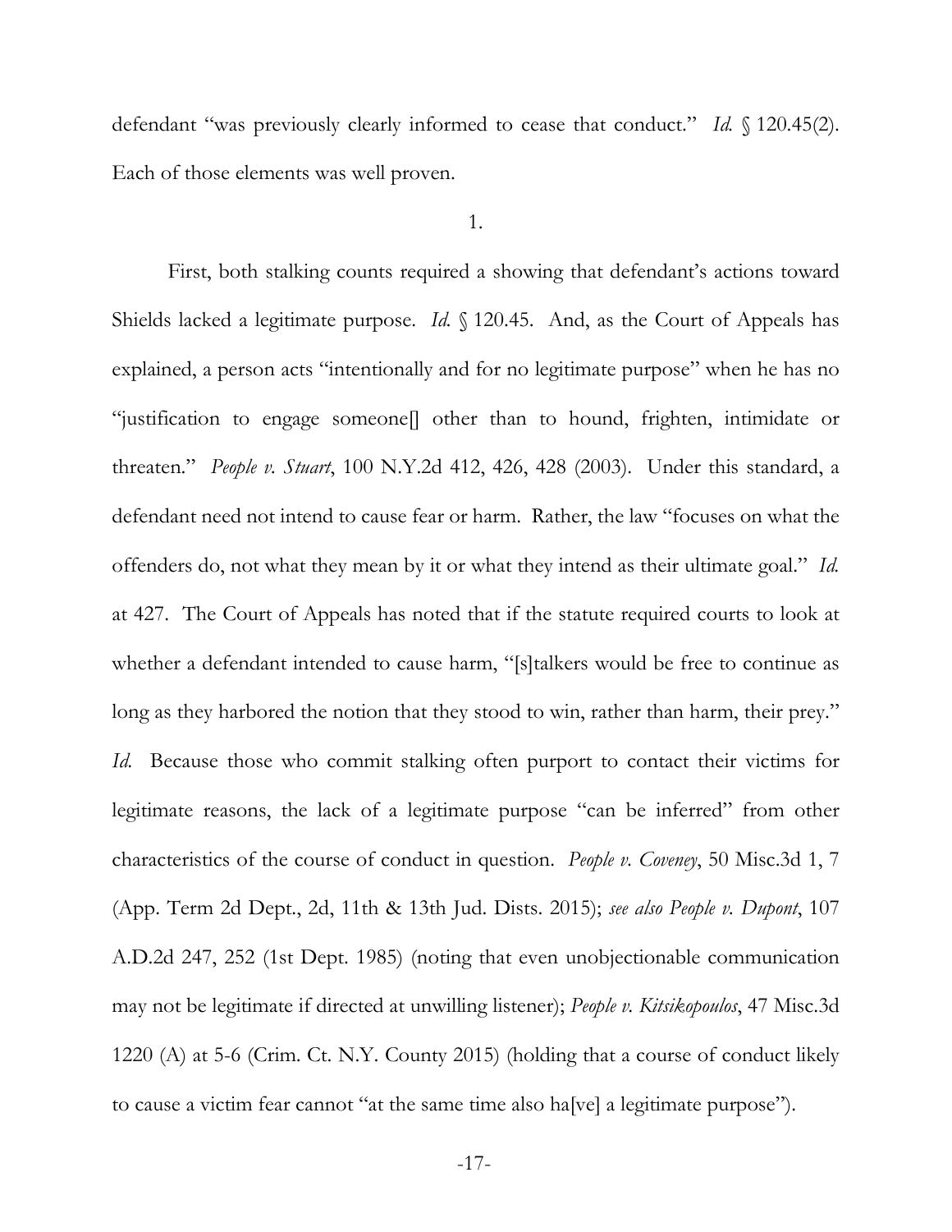defendant "was previously clearly informed to cease that conduct." *Id.* § 120.45(2). Each of those elements was well proven.

1.

First, both stalking counts required a showing that defendant's actions toward Shields lacked a legitimate purpose. *Id.* § 120.45. And, as the Court of Appeals has explained, a person acts "intentionally and for no legitimate purpose" when he has no "justification to engage someone[] other than to hound, frighten, intimidate or threaten." *People v. Stuart*, 100 N.Y.2d 412, 426, 428 (2003). Under this standard, a defendant need not intend to cause fear or harm. Rather, the law "focuses on what the offenders do, not what they mean by it or what they intend as their ultimate goal." *Id.* at 427. The Court of Appeals has noted that if the statute required courts to look at whether a defendant intended to cause harm, "[s]talkers would be free to continue as long as they harbored the notion that they stood to win, rather than harm, their prey." *Id.* Because those who commit stalking often purport to contact their victims for legitimate reasons, the lack of a legitimate purpose "can be inferred" from other characteristics of the course of conduct in question. *People v. Coveney*, 50 Misc.3d 1, 7 (App. Term 2d Dept., 2d, 11th & 13th Jud. Dists. 2015); *see also People v. Dupont*, 107 A.D.2d 247, 252 (1st Dept. 1985) (noting that even unobjectionable communication may not be legitimate if directed at unwilling listener); *People v. Kitsikopoulos*, 47 Misc.3d 1220 (A) at 5-6 (Crim. Ct. N.Y. County 2015) (holding that a course of conduct likely to cause a victim fear cannot "at the same time also ha[ve] a legitimate purpose").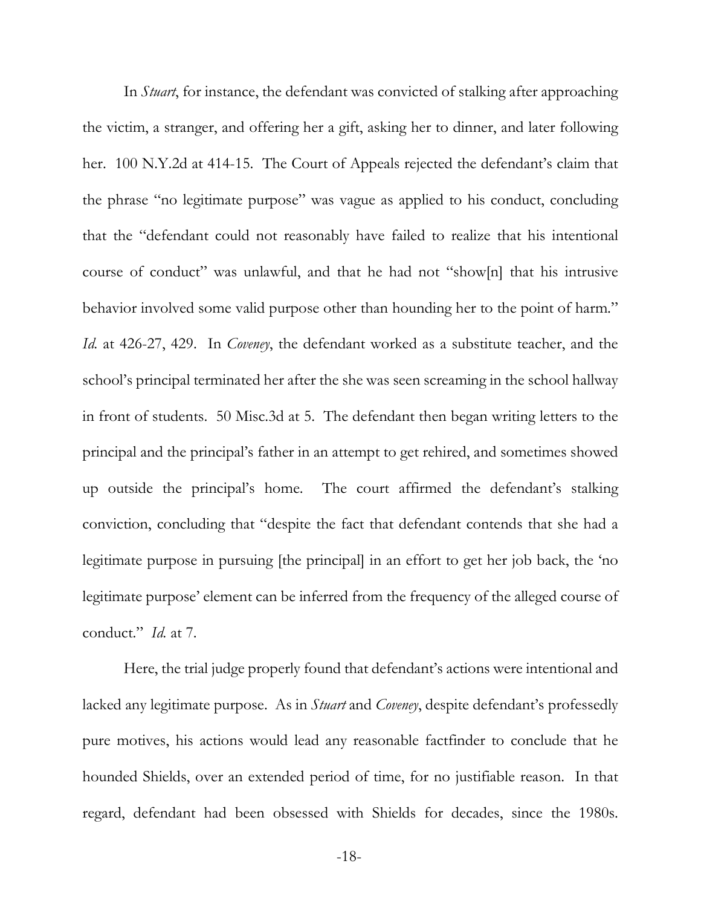In *Stuart*, for instance, the defendant was convicted of stalking after approaching the victim, a stranger, and offering her a gift, asking her to dinner, and later following her. 100 N.Y.2d at 414-15. The Court of Appeals rejected the defendant's claim that the phrase "no legitimate purpose" was vague as applied to his conduct, concluding that the "defendant could not reasonably have failed to realize that his intentional course of conduct" was unlawful, and that he had not "show[n] that his intrusive behavior involved some valid purpose other than hounding her to the point of harm." *Id.* at 426-27, 429. In *Coveney*, the defendant worked as a substitute teacher, and the school's principal terminated her after the she was seen screaming in the school hallway in front of students. 50 Misc.3d at 5. The defendant then began writing letters to the principal and the principal's father in an attempt to get rehired, and sometimes showed up outside the principal's home. The court affirmed the defendant's stalking conviction, concluding that "despite the fact that defendant contends that she had a legitimate purpose in pursuing [the principal] in an effort to get her job back, the 'no legitimate purpose' element can be inferred from the frequency of the alleged course of conduct." *Id.* at 7.

Here, the trial judge properly found that defendant's actions were intentional and lacked any legitimate purpose. As in *Stuart* and *Coveney*, despite defendant's professedly pure motives, his actions would lead any reasonable factfinder to conclude that he hounded Shields, over an extended period of time, for no justifiable reason. In that regard, defendant had been obsessed with Shields for decades, since the 1980s.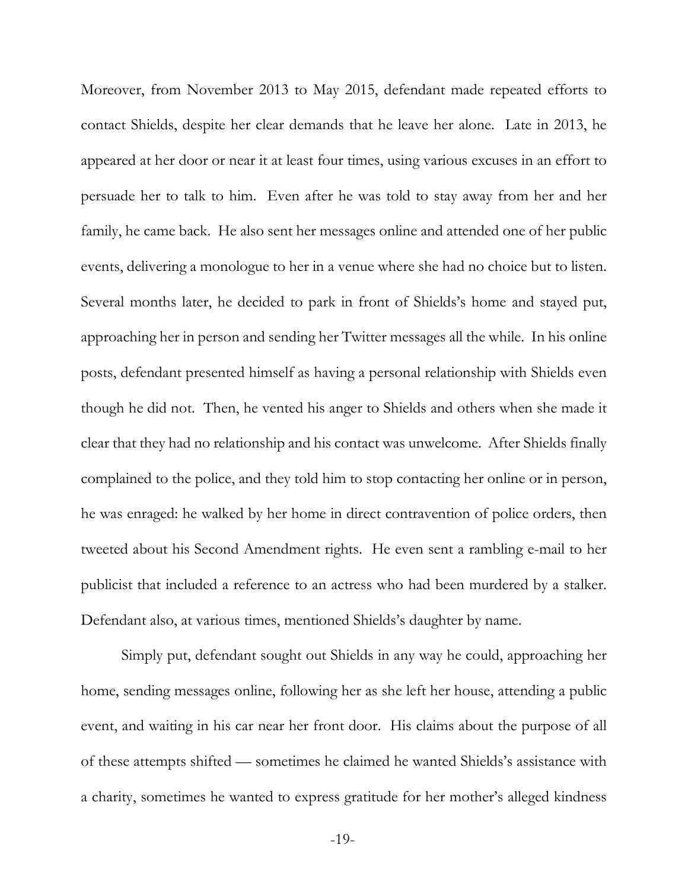Moreover, from November 2013 to May 2015, defendant made repeated efforts to contact Shields, despite her clear demands that he leave her alone. Late in 2013, he appeared at her door or near it at least four times, using various excuses in an effort to persuade her to talk to him. Even after he was told to stay away from her and her family, he came back. He also sent her messages online and attended one of her public events, delivering a monologue to her in a venue where she had no choice but to listen. Several months later, he decided to park in front of Shields's home and stayed put, approaching her in person and sending her Twitter messages all the while. In his online posts, defendant presented himself as having a personal relationship with Shields even though he did not. Then, he vented his anger to Shields and others when she made it clear that they had no relationship and his contact was unwelcome. After Shields finally complained to the police, and they told him to stop contacting her online or in person, he was enraged: he walked by her home in direct contravention of police orders, then tweeted about his Second Amendment rights. He even sent a rambling e-mail to her publicist that included a reference to an actress who had been murdered by a stalker. Defendant also, at various times, mentioned Shields's daughter by name.

Simply put, defendant sought out Shields in any way he could, approaching her home, sending messages online, following her as she left her house, attending a public event, and waiting in his car near her front door. His claims about the purpose of all of these attempts shifted — sometimes he claimed he wanted Shields's assistance with a charity, sometimes he wanted to express gratitude for her mother's alleged kindness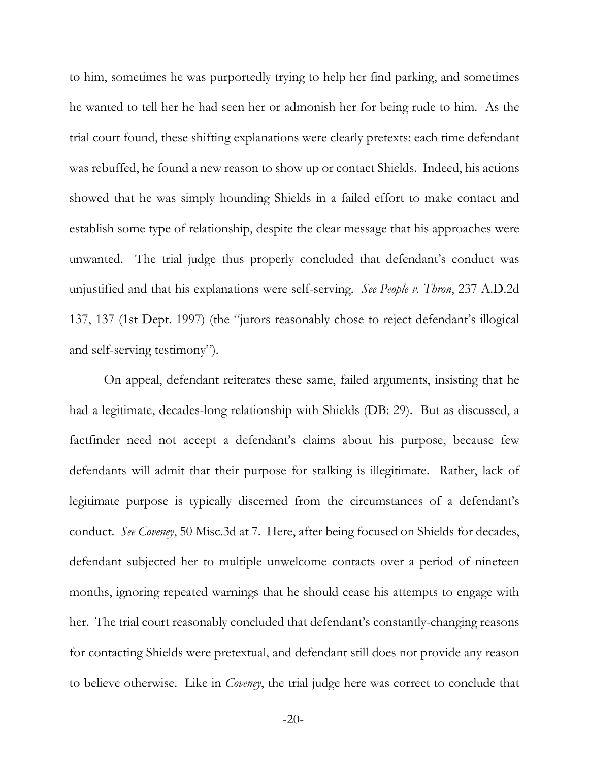to him, sometimes he was purportedly trying to help her find parking, and sometimes he wanted to tell her he had seen her or admonish her for being rude to him. As the trial court found, these shifting explanations were clearly pretexts: each time defendant was rebuffed, he found a new reason to show up or contact Shields. Indeed, his actions showed that he was simply hounding Shields in a failed effort to make contact and establish some type of relationship, despite the clear message that his approaches were unwanted. The trial judge thus properly concluded that defendant's conduct was unjustified and that his explanations were self-serving. *See People v. Thron*, 237 A.D.2d 137, 137 (1st Dept. 1997) (the "jurors reasonably chose to reject defendant's illogical and self-serving testimony").

On appeal, defendant reiterates these same, failed arguments, insisting that he had a legitimate, decades-long relationship with Shields (DB: 29). But as discussed, a factfinder need not accept a defendant's claims about his purpose, because few defendants will admit that their purpose for stalking is illegitimate. Rather, lack of legitimate purpose is typically discerned from the circumstances of a defendant's conduct. *See Coveney*, 50 Misc.3d at 7. Here, after being focused on Shields for decades, defendant subjected her to multiple unwelcome contacts over a period of nineteen months, ignoring repeated warnings that he should cease his attempts to engage with her. The trial court reasonably concluded that defendant's constantly-changing reasons for contacting Shields were pretextual, and defendant still does not provide any reason to believe otherwise. Like in *Coveney*, the trial judge here was correct to conclude that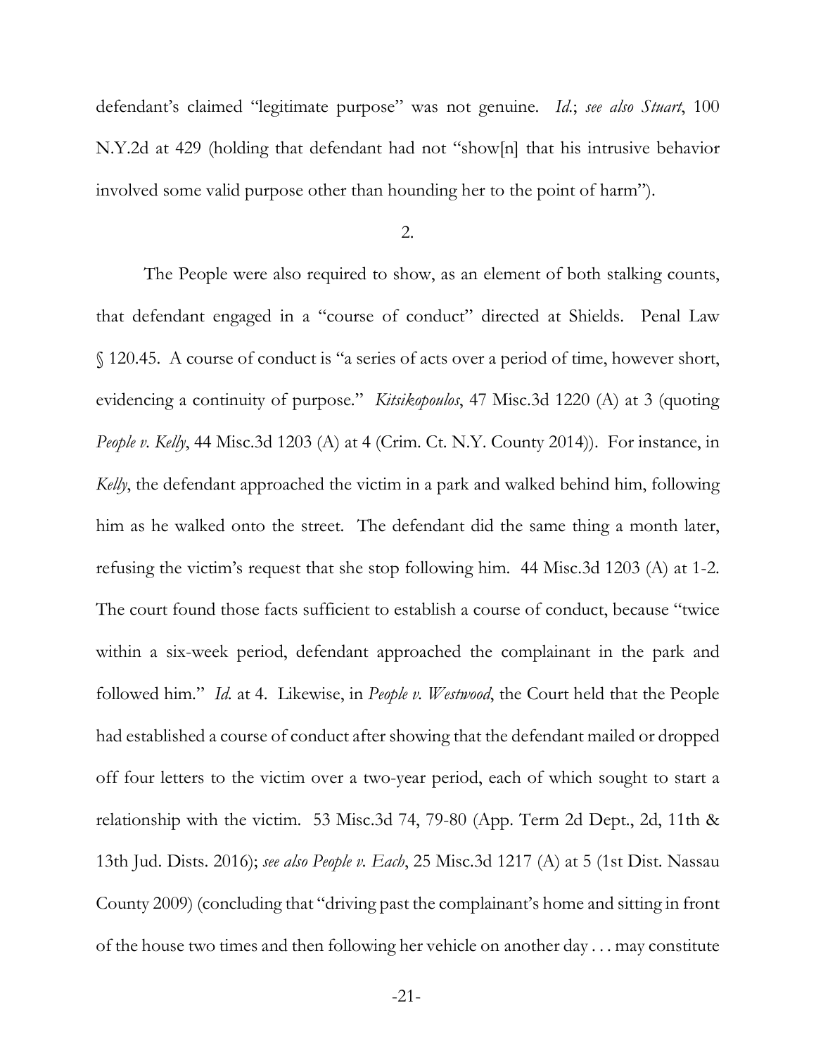defendant's claimed "legitimate purpose" was not genuine. *Id.*; *see also Stuart*, 100 N.Y.2d at 429 (holding that defendant had not "show[n] that his intrusive behavior involved some valid purpose other than hounding her to the point of harm").

2.

The People were also required to show, as an element of both stalking counts, that defendant engaged in a "course of conduct" directed at Shields. Penal Law § 120.45. A course of conduct is "a series of acts over a period of time, however short, evidencing a continuity of purpose." *Kitsikopoulos*, 47 Misc.3d 1220 (A) at 3 (quoting *People v. Kelly*, 44 Misc.3d 1203 (A) at 4 (Crim. Ct. N.Y. County 2014)). For instance, in *Kelly*, the defendant approached the victim in a park and walked behind him, following him as he walked onto the street. The defendant did the same thing a month later, refusing the victim's request that she stop following him. 44 Misc.3d 1203 (A) at 1-2. The court found those facts sufficient to establish a course of conduct, because "twice within a six-week period, defendant approached the complainant in the park and followed him." *Id.* at 4. Likewise, in *People v. Westwood*, the Court held that the People had established a course of conduct after showing that the defendant mailed or dropped off four letters to the victim over a two-year period, each of which sought to start a relationship with the victim. 53 Misc.3d 74, 79-80 (App. Term 2d Dept., 2d, 11th & 13th Jud. Dists. 2016); *see also People v. Each*, 25 Misc.3d 1217 (A) at 5 (1st Dist. Nassau County 2009) (concluding that "driving past the complainant's home and sitting in front of the house two times and then following her vehicle on another day . . . may constitute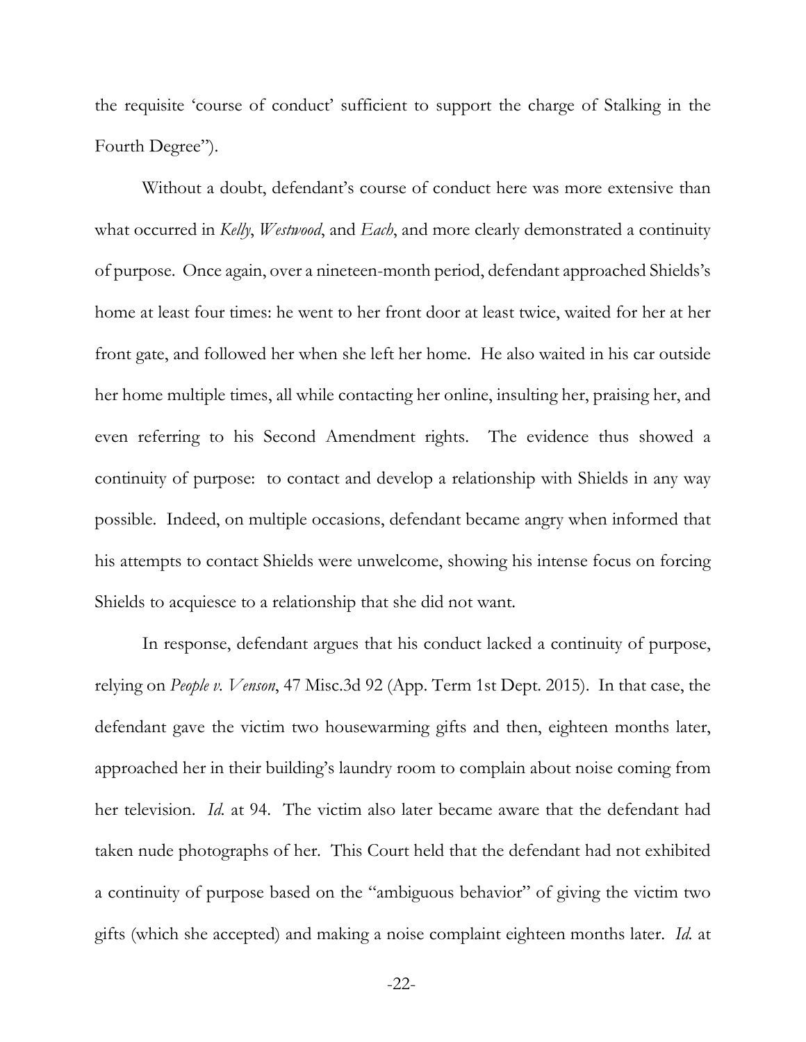the requisite 'course of conduct' sufficient to support the charge of Stalking in the Fourth Degree").

Without a doubt, defendant's course of conduct here was more extensive than what occurred in *Kelly*, *Westwood*, and *Each*, and more clearly demonstrated a continuity of purpose. Once again, over a nineteen-month period, defendant approached Shields's home at least four times: he went to her front door at least twice, waited for her at her front gate, and followed her when she left her home. He also waited in his car outside her home multiple times, all while contacting her online, insulting her, praising her, and even referring to his Second Amendment rights. The evidence thus showed a continuity of purpose: to contact and develop a relationship with Shields in any way possible. Indeed, on multiple occasions, defendant became angry when informed that his attempts to contact Shields were unwelcome, showing his intense focus on forcing Shields to acquiesce to a relationship that she did not want.

In response, defendant argues that his conduct lacked a continuity of purpose, relying on *People v. Venson*, 47 Misc.3d 92 (App. Term 1st Dept. 2015). In that case, the defendant gave the victim two housewarming gifts and then, eighteen months later, approached her in their building's laundry room to complain about noise coming from her television. *Id.* at 94. The victim also later became aware that the defendant had taken nude photographs of her. This Court held that the defendant had not exhibited a continuity of purpose based on the "ambiguous behavior" of giving the victim two gifts (which she accepted) and making a noise complaint eighteen months later. *Id.* at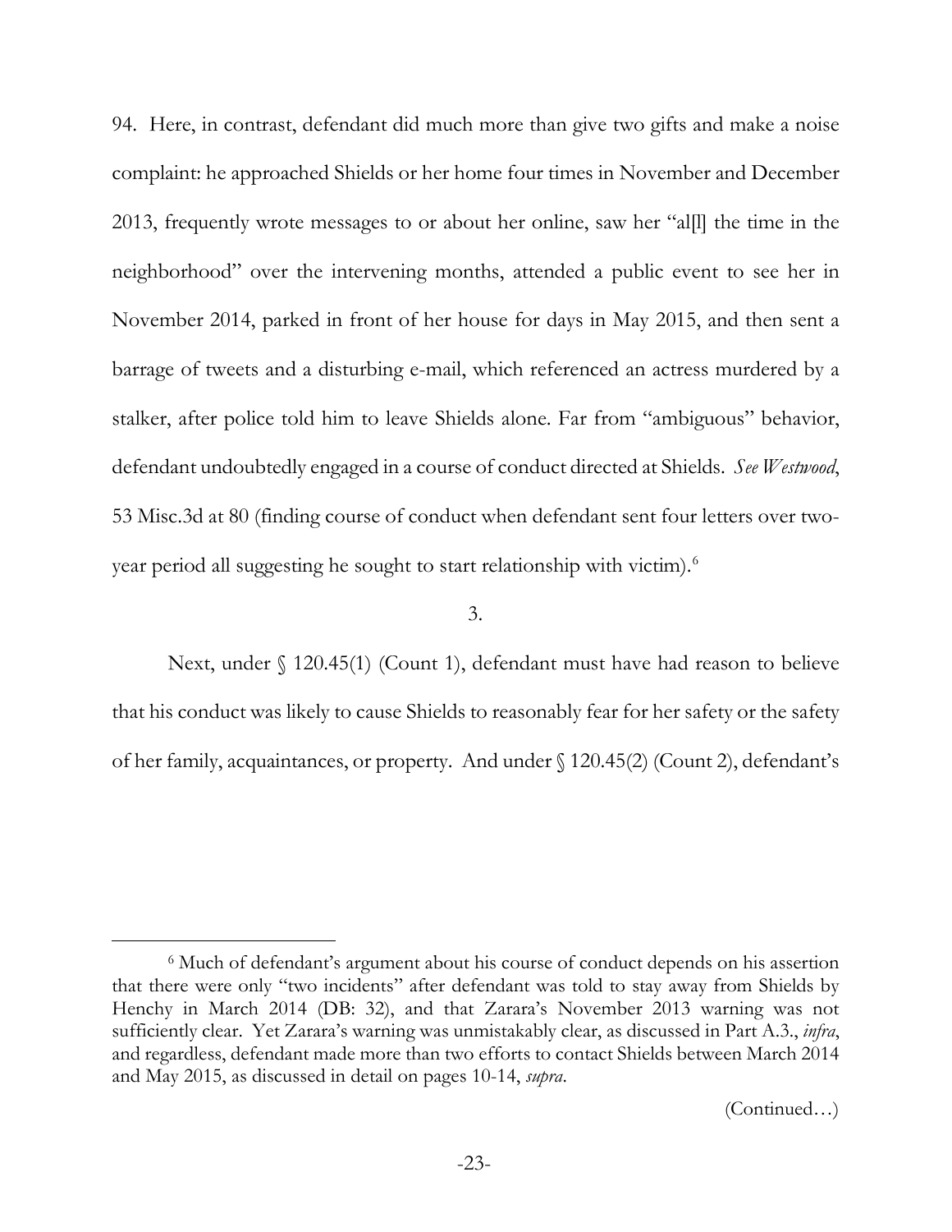94. Here, in contrast, defendant did much more than give two gifts and make a noise complaint: he approached Shields or her home four times in November and December 2013, frequently wrote messages to or about her online, saw her "al[l] the time in the neighborhood" over the intervening months, attended a public event to see her in November 2014, parked in front of her house for days in May 2015, and then sent a barrage of tweets and a disturbing e-mail, which referenced an actress murdered by a stalker, after police told him to leave Shields alone. Far from "ambiguous" behavior, defendant undoubtedly engaged in a course of conduct directed at Shields. *See Westwood*, 53 Misc.3d at 80 (finding course of conduct when defendant sent four letters over two-year period all suggesting he sought to start relationship with victim).[6]

3.

Next, under § 120.45(1) (Count 1), defendant must have had reason to believe that his conduct was likely to cause Shields to reasonably fear for her safety or the safety of her family, acquaintances, or property. And under § 120.45(2) (Count 2), defendant's

[6] Much of defendant's argument about his course of conduct depends on his assertion that there were only "two incidents" after defendant was told to stay away from Shields by Henchy in March 2014 (DB: 32), and that Zarara's November 2013 warning was not sufficiently clear. Yet Zarara's warning was unmistakably clear, as discussed in Part A.3., *infra*, and regardless, defendant made more than two efforts to contact Shields between March 2014 and May 2015, as discussed in detail on pages 10-14, *supra*.

(Continued…)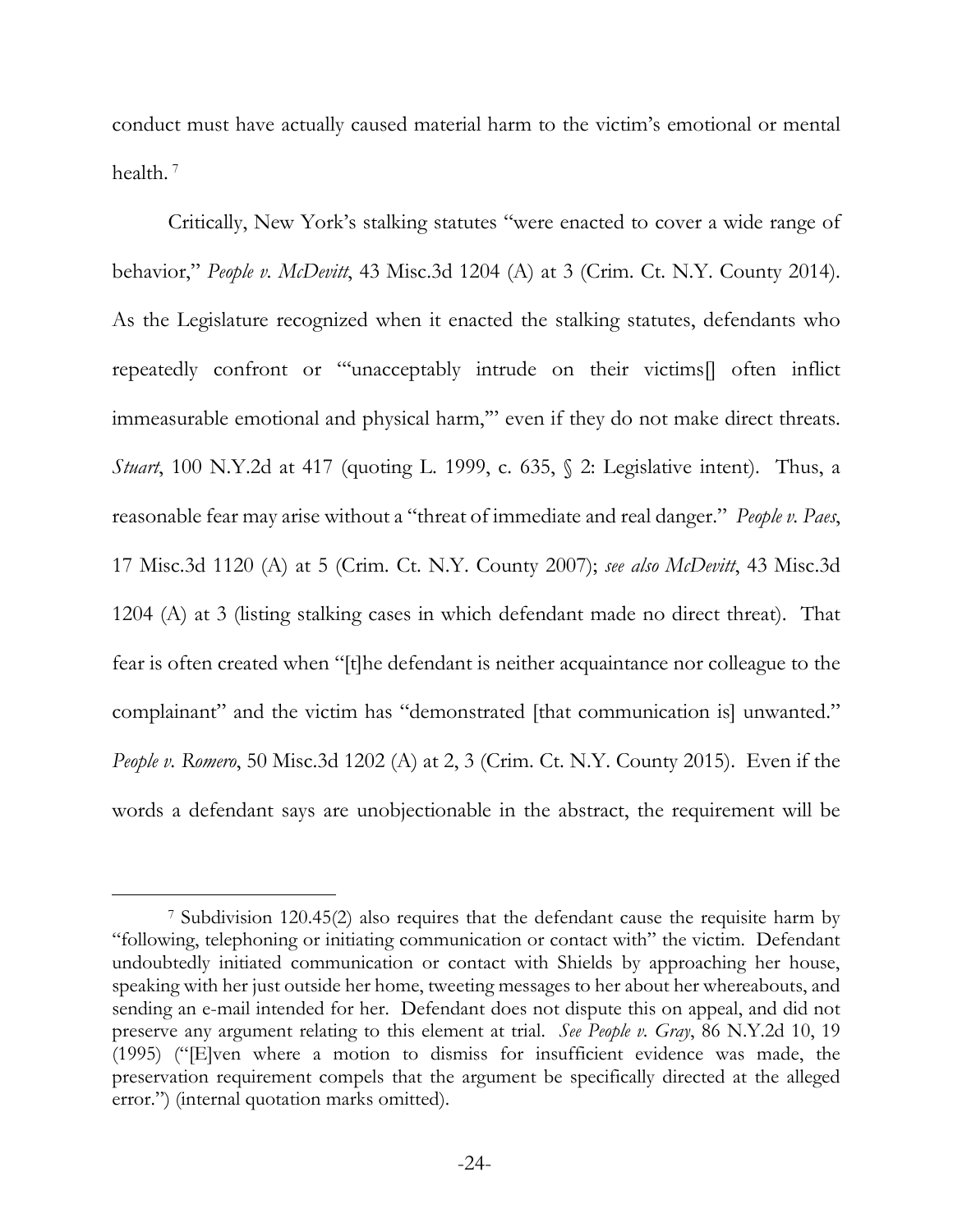conduct must have actually caused material harm to the victim's emotional or mental health. [7]

Critically, New York's stalking statutes "were enacted to cover a wide range of behavior," *People v. McDevitt*, 43 Misc.3d 1204 (A) at 3 (Crim. Ct. N.Y. County 2014). As the Legislature recognized when it enacted the stalking statutes, defendants who repeatedly confront or "'unacceptably intrude on their victims[] often inflict immeasurable emotional and physical harm,'" even if they do not make direct threats. *Stuart*, 100 N.Y.2d at 417 (quoting L. 1999, c. 635, § 2: Legislative intent). Thus, a reasonable fear may arise without a "threat of immediate and real danger." *People v. Paes*, 17 Misc.3d 1120 (A) at 5 (Crim. Ct. N.Y. County 2007); *see also McDevitt*, 43 Misc.3d 1204 (A) at 3 (listing stalking cases in which defendant made no direct threat). That fear is often created when "[t]he defendant is neither acquaintance nor colleague to the complainant" and the victim has "demonstrated [that communication is] unwanted." *People v. Romero*, 50 Misc.3d 1202 (A) at 2, 3 (Crim. Ct. N.Y. County 2015). Even if the words a defendant says are unobjectionable in the abstract, the requirement will be

---

[7] Subdivision 120.45(2) also requires that the defendant cause the requisite harm by "following, telephoning or initiating communication or contact with" the victim. Defendant undoubtedly initiated communication or contact with Shields by approaching her house, speaking with her just outside her home, tweeting messages to her about her whereabouts, and sending an e-mail intended for her. Defendant does not dispute this on appeal, and did not preserve any argument relating to this element at trial. *See People v. Gray*, 86 N.Y.2d 10, 19 (1995) ("[E]ven where a motion to dismiss for insufficient evidence was made, the preservation requirement compels that the argument be specifically directed at the alleged error.") (internal quotation marks omitted).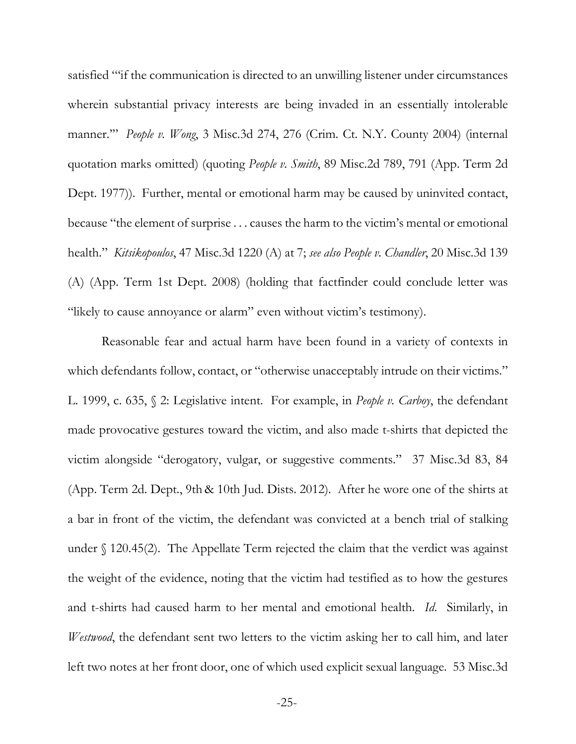satisfied "'if the communication is directed to an unwilling listener under circumstances wherein substantial privacy interests are being invaded in an essentially intolerable manner.'" *People v. Wong*, 3 Misc.3d 274, 276 (Crim. Ct. N.Y. County 2004) (internal quotation marks omitted) (quoting *People v. Smith*, 89 Misc.2d 789, 791 (App. Term 2d Dept. 1977)). Further, mental or emotional harm may be caused by uninvited contact, because "the element of surprise . . . causes the harm to the victim's mental or emotional health." *Kitsikopoulos*, 47 Misc.3d 1220 (A) at 7; *see also People v. Chandler*, 20 Misc.3d 139 (A) (App. Term 1st Dept. 2008) (holding that factfinder could conclude letter was "likely to cause annoyance or alarm" even without victim's testimony).

Reasonable fear and actual harm have been found in a variety of contexts in which defendants follow, contact, or "otherwise unacceptably intrude on their victims." L. 1999, c. 635, § 2: Legislative intent. For example, in *People v. Carboy*, the defendant made provocative gestures toward the victim, and also made t-shirts that depicted the victim alongside "derogatory, vulgar, or suggestive comments." 37 Misc.3d 83, 84 (App. Term 2d. Dept., 9th & 10th Jud. Dists. 2012). After he wore one of the shirts at a bar in front of the victim, the defendant was convicted at a bench trial of stalking under § 120.45(2). The Appellate Term rejected the claim that the verdict was against the weight of the evidence, noting that the victim had testified as to how the gestures and t-shirts had caused harm to her mental and emotional health. *Id*. Similarly, in *Westwood*, the defendant sent two letters to the victim asking her to call him, and later left two notes at her front door, one of which used explicit sexual language. 53 Misc.3d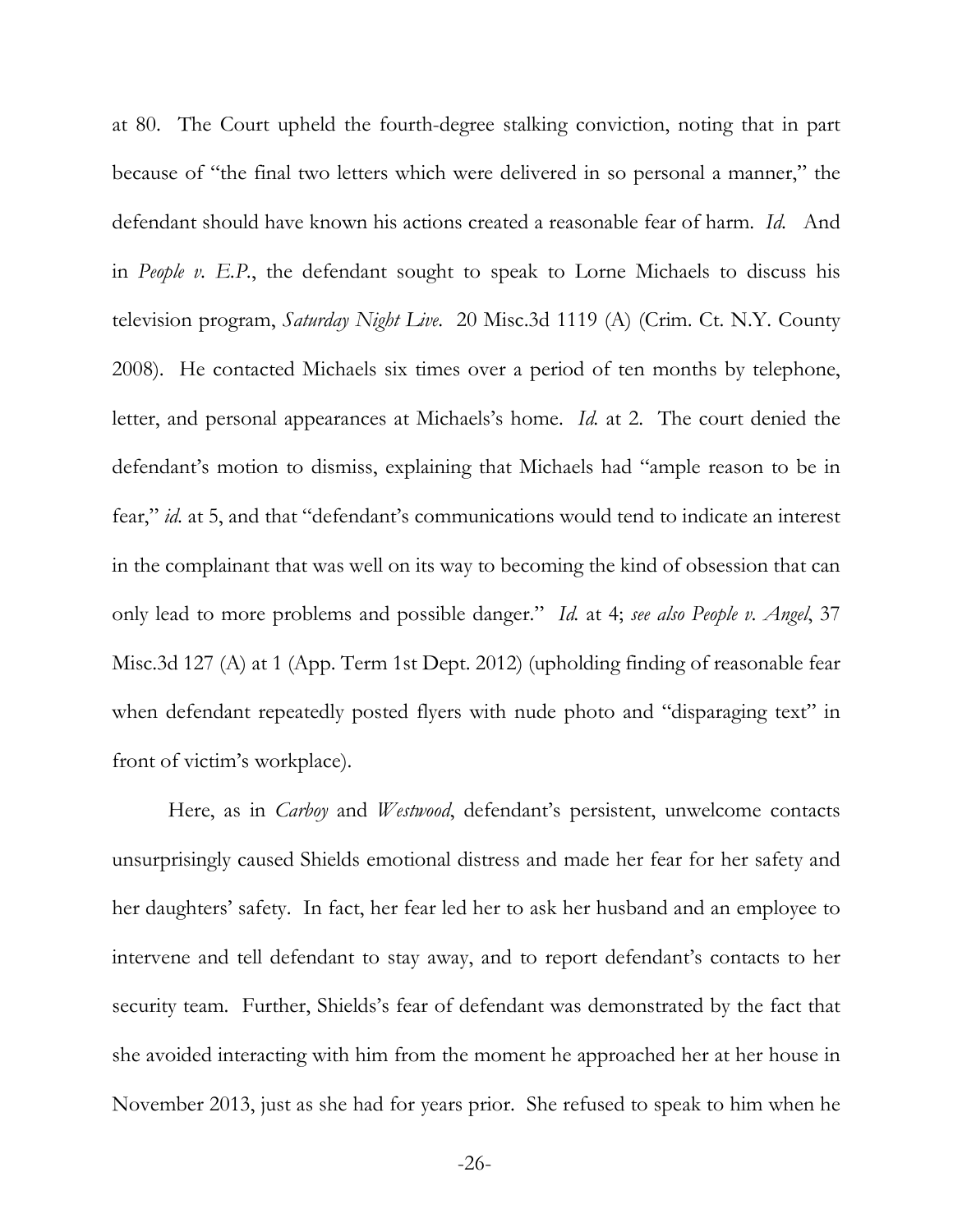at 80. The Court upheld the fourth-degree stalking conviction, noting that in part because of "the final two letters which were delivered in so personal a manner," the defendant should have known his actions created a reasonable fear of harm. *Id.* And in *People v. E.P.*, the defendant sought to speak to Lorne Michaels to discuss his television program, *Saturday Night Live*. 20 Misc.3d 1119 (A) (Crim. Ct. N.Y. County 2008). He contacted Michaels six times over a period of ten months by telephone, letter, and personal appearances at Michaels's home. *Id.* at 2. The court denied the defendant's motion to dismiss, explaining that Michaels had "ample reason to be in fear," *id.* at 5, and that "defendant's communications would tend to indicate an interest in the complainant that was well on its way to becoming the kind of obsession that can only lead to more problems and possible danger." *Id.* at 4; *see also People v. Angel*, 37 Misc.3d 127 (A) at 1 (App. Term 1st Dept. 2012) (upholding finding of reasonable fear when defendant repeatedly posted flyers with nude photo and "disparaging text" in front of victim's workplace).

Here, as in *Carboy* and *Westwood*, defendant's persistent, unwelcome contacts unsurprisingly caused Shields emotional distress and made her fear for her safety and her daughters' safety. In fact, her fear led her to ask her husband and an employee to intervene and tell defendant to stay away, and to report defendant's contacts to her security team. Further, Shields's fear of defendant was demonstrated by the fact that she avoided interacting with him from the moment he approached her at her house in November 2013, just as she had for years prior. She refused to speak to him when he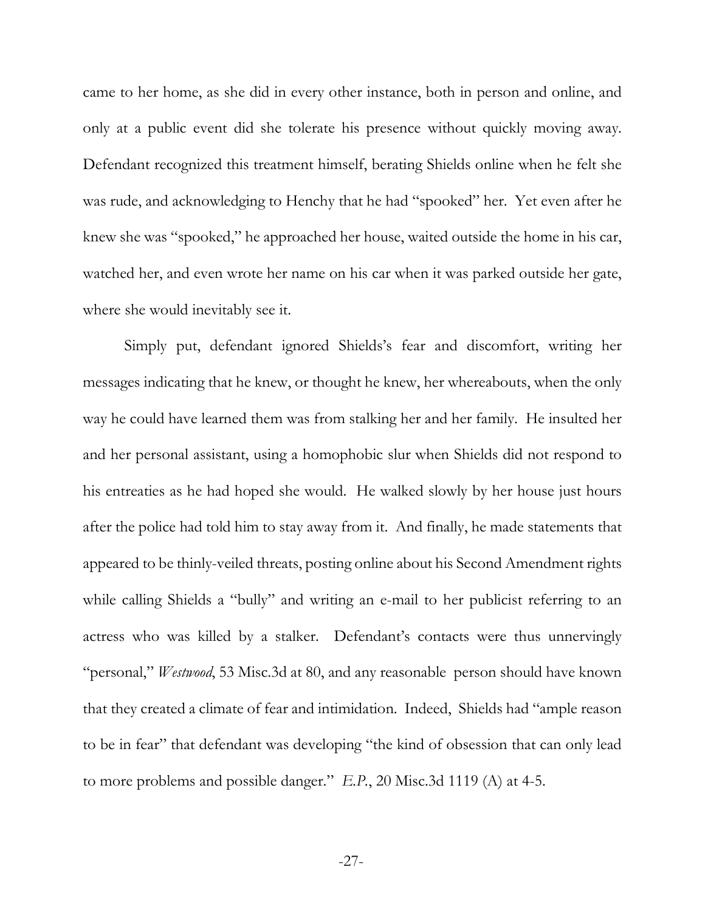came to her home, as she did in every other instance, both in person and online, and only at a public event did she tolerate his presence without quickly moving away. Defendant recognized this treatment himself, berating Shields online when he felt she was rude, and acknowledging to Henchy that he had "spooked" her. Yet even after he knew she was "spooked," he approached her house, waited outside the home in his car, watched her, and even wrote her name on his car when it was parked outside her gate, where she would inevitably see it.

Simply put, defendant ignored Shields's fear and discomfort, writing her messages indicating that he knew, or thought he knew, her whereabouts, when the only way he could have learned them was from stalking her and her family. He insulted her and her personal assistant, using a homophobic slur when Shields did not respond to his entreaties as he had hoped she would. He walked slowly by her house just hours after the police had told him to stay away from it. And finally, he made statements that appeared to be thinly-veiled threats, posting online about his Second Amendment rights while calling Shields a "bully" and writing an e-mail to her publicist referring to an actress who was killed by a stalker. Defendant's contacts were thus unnervingly "personal," *Westwood*, 53 Misc.3d at 80, and any reasonable person should have known that they created a climate of fear and intimidation. Indeed, Shields had "ample reason to be in fear" that defendant was developing "the kind of obsession that can only lead to more problems and possible danger." *E.P.*, 20 Misc.3d 1119 (A) at 4-5.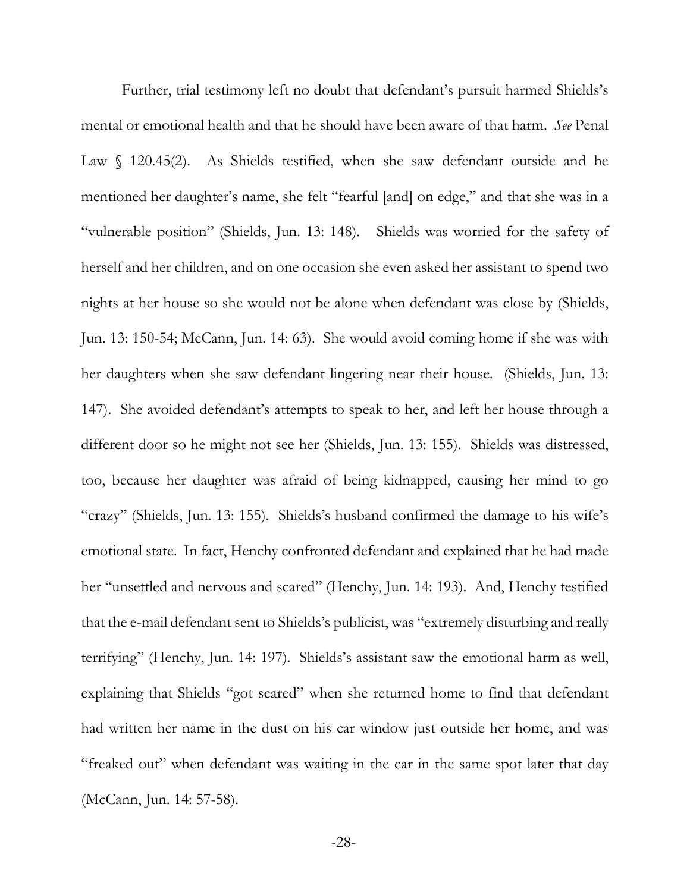Further, trial testimony left no doubt that defendant's pursuit harmed Shields's mental or emotional health and that he should have been aware of that harm. *See* Penal Law § 120.45(2). As Shields testified, when she saw defendant outside and he mentioned her daughter's name, she felt "fearful [and] on edge," and that she was in a "vulnerable position" (Shields, Jun. 13: 148). Shields was worried for the safety of herself and her children, and on one occasion she even asked her assistant to spend two nights at her house so she would not be alone when defendant was close by (Shields, Jun. 13: 150-54; McCann, Jun. 14: 63). She would avoid coming home if she was with her daughters when she saw defendant lingering near their house. (Shields, Jun. 13: 147). She avoided defendant's attempts to speak to her, and left her house through a different door so he might not see her (Shields, Jun. 13: 155). Shields was distressed, too, because her daughter was afraid of being kidnapped, causing her mind to go "crazy" (Shields, Jun. 13: 155). Shields's husband confirmed the damage to his wife's emotional state. In fact, Henchy confronted defendant and explained that he had made her "unsettled and nervous and scared" (Henchy, Jun. 14: 193). And, Henchy testified that the e-mail defendant sent to Shields's publicist, was "extremely disturbing and really terrifying" (Henchy, Jun. 14: 197). Shields's assistant saw the emotional harm as well, explaining that Shields "got scared" when she returned home to find that defendant had written her name in the dust on his car window just outside her home, and was "freaked out" when defendant was waiting in the car in the same spot later that day (McCann, Jun. 14: 57-58).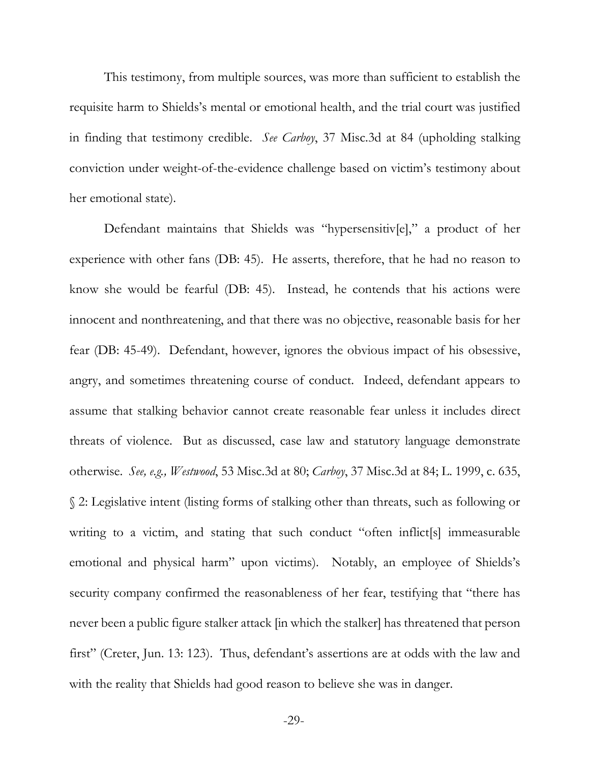This testimony, from multiple sources, was more than sufficient to establish the requisite harm to Shields's mental or emotional health, and the trial court was justified in finding that testimony credible. *See Carboy*, 37 Misc.3d at 84 (upholding stalking conviction under weight-of-the-evidence challenge based on victim's testimony about her emotional state).

Defendant maintains that Shields was "hypersensitiv[e]," a product of her experience with other fans (DB: 45). He asserts, therefore, that he had no reason to know she would be fearful (DB: 45). Instead, he contends that his actions were innocent and nonthreatening, and that there was no objective, reasonable basis for her fear (DB: 45-49). Defendant, however, ignores the obvious impact of his obsessive, angry, and sometimes threatening course of conduct. Indeed, defendant appears to assume that stalking behavior cannot create reasonable fear unless it includes direct threats of violence. But as discussed, case law and statutory language demonstrate otherwise. *See, e.g., Westwood*, 53 Misc.3d at 80; *Carboy*, 37 Misc.3d at 84; L. 1999, c. 635, § 2: Legislative intent (listing forms of stalking other than threats, such as following or writing to a victim, and stating that such conduct "often inflict[s] immeasurable emotional and physical harm" upon victims). Notably, an employee of Shields's security company confirmed the reasonableness of her fear, testifying that "there has never been a public figure stalker attack [in which the stalker] has threatened that person first" (Creter, Jun. 13: 123). Thus, defendant's assertions are at odds with the law and with the reality that Shields had good reason to believe she was in danger.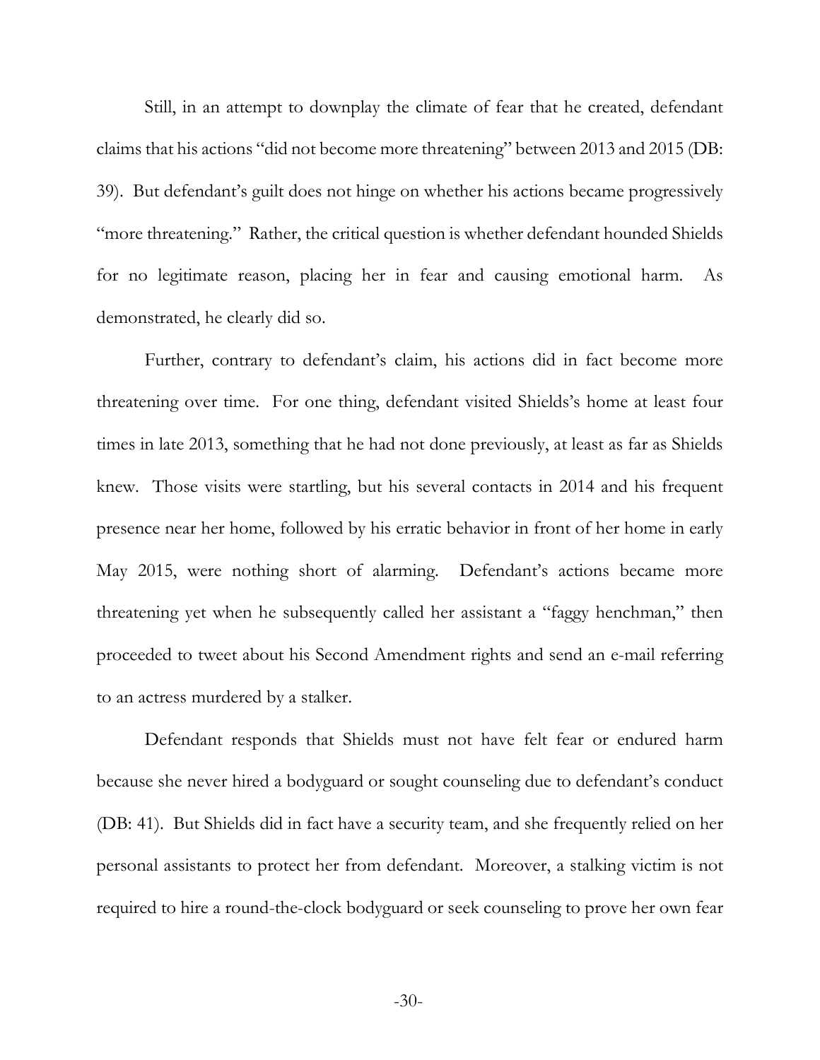Still, in an attempt to downplay the climate of fear that he created, defendant claims that his actions "did not become more threatening" between 2013 and 2015 (DB: 39). But defendant's guilt does not hinge on whether his actions became progressively "more threatening." Rather, the critical question is whether defendant hounded Shields for no legitimate reason, placing her in fear and causing emotional harm. As demonstrated, he clearly did so.

Further, contrary to defendant's claim, his actions did in fact become more threatening over time. For one thing, defendant visited Shields's home at least four times in late 2013, something that he had not done previously, at least as far as Shields knew. Those visits were startling, but his several contacts in 2014 and his frequent presence near her home, followed by his erratic behavior in front of her home in early May 2015, were nothing short of alarming. Defendant's actions became more threatening yet when he subsequently called her assistant a "faggy henchman," then proceeded to tweet about his Second Amendment rights and send an e-mail referring to an actress murdered by a stalker.

Defendant responds that Shields must not have felt fear or endured harm because she never hired a bodyguard or sought counseling due to defendant's conduct (DB: 41). But Shields did in fact have a security team, and she frequently relied on her personal assistants to protect her from defendant. Moreover, a stalking victim is not required to hire a round-the-clock bodyguard or seek counseling to prove her own fear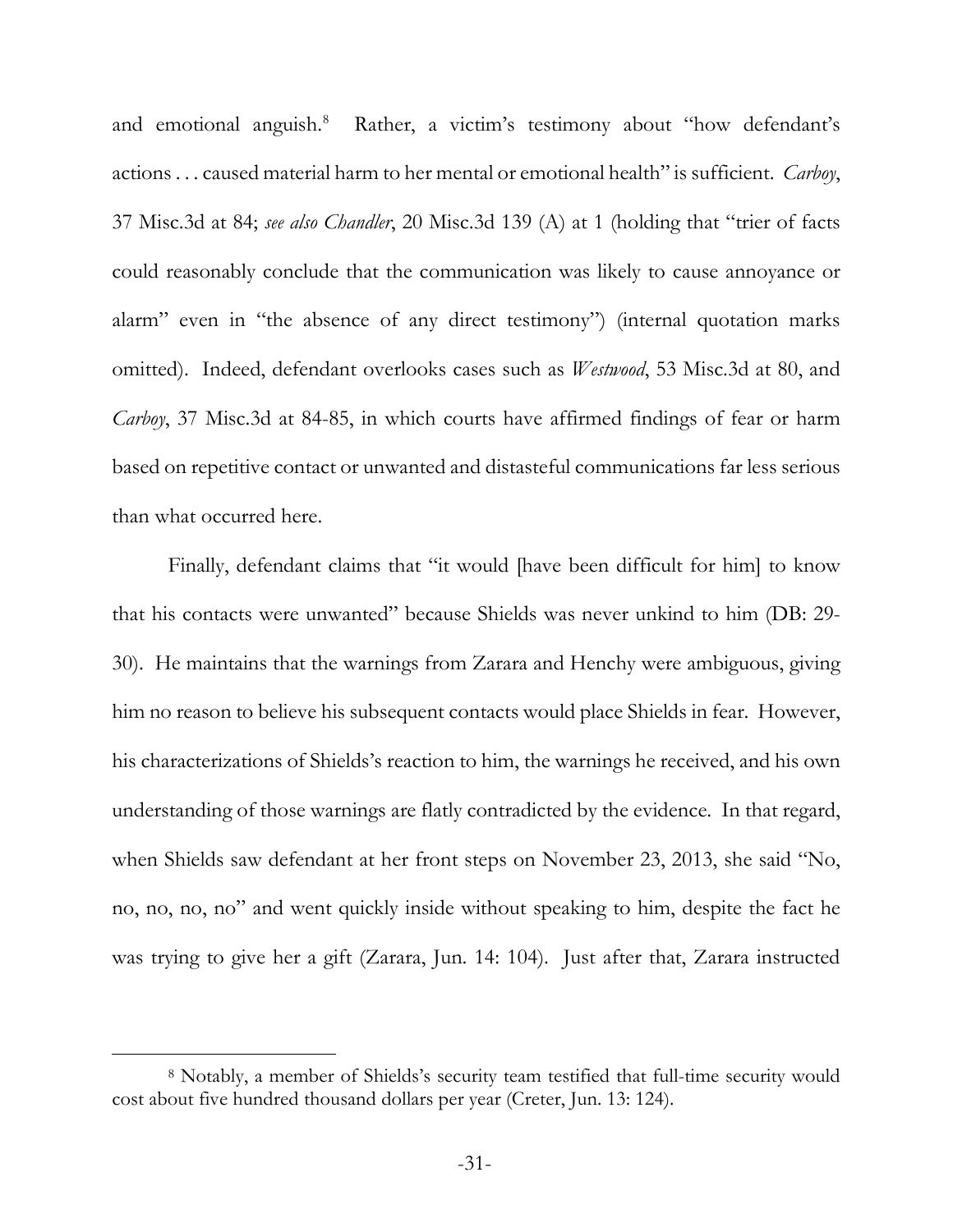and emotional anguish.[8] Rather, a victim's testimony about "how defendant's actions . . . caused material harm to her mental or emotional health" is sufficient. *Carboy*, 37 Misc.3d at 84; *see also Chandler*, 20 Misc.3d 139 (A) at 1 (holding that "trier of facts could reasonably conclude that the communication was likely to cause annoyance or alarm" even in "the absence of any direct testimony") (internal quotation marks omitted). Indeed, defendant overlooks cases such as *Westwood*, 53 Misc.3d at 80, and *Carboy*, 37 Misc.3d at 84-85, in which courts have affirmed findings of fear or harm based on repetitive contact or unwanted and distasteful communications far less serious than what occurred here.

Finally, defendant claims that "it would [have been difficult for him] to know that his contacts were unwanted" because Shields was never unkind to him (DB: 29-30). He maintains that the warnings from Zarara and Henchy were ambiguous, giving him no reason to believe his subsequent contacts would place Shields in fear. However, his characterizations of Shields's reaction to him, the warnings he received, and his own understanding of those warnings are flatly contradicted by the evidence. In that regard, when Shields saw defendant at her front steps on November 23, 2013, she said "No, no, no, no, no" and went quickly inside without speaking to him, despite the fact he was trying to give her a gift (Zarara, Jun. 14: 104). Just after that, Zarara instructed

---

[8] Notably, a member of Shields's security team testified that full-time security would cost about five hundred thousand dollars per year (Creter, Jun. 13: 124).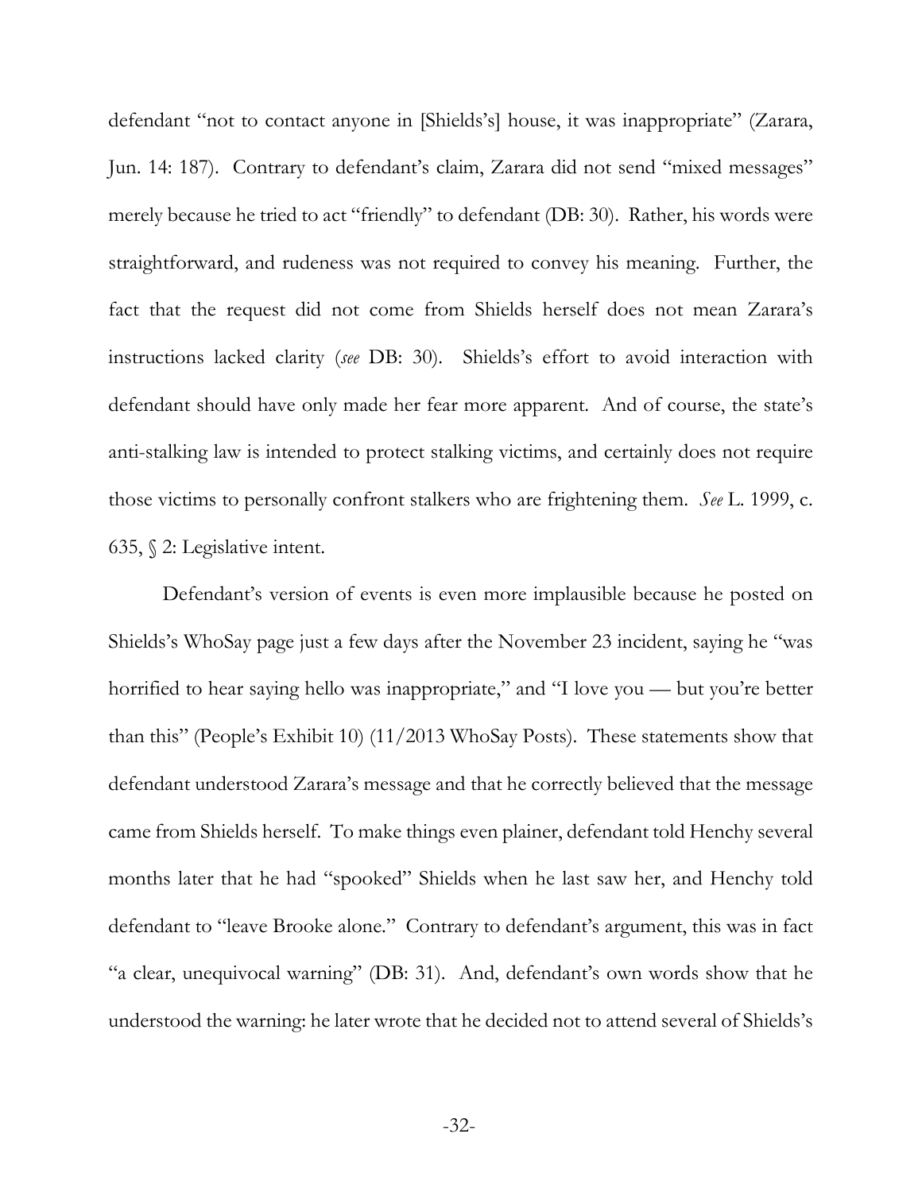defendant "not to contact anyone in [Shields's] house, it was inappropriate" (Zarara, Jun. 14: 187). Contrary to defendant's claim, Zarara did not send "mixed messages" merely because he tried to act "friendly" to defendant (DB: 30). Rather, his words were straightforward, and rudeness was not required to convey his meaning. Further, the fact that the request did not come from Shields herself does not mean Zarara's instructions lacked clarity (*see* DB: 30). Shields's effort to avoid interaction with defendant should have only made her fear more apparent. And of course, the state's anti-stalking law is intended to protect stalking victims, and certainly does not require those victims to personally confront stalkers who are frightening them. *See* L. 1999, c. 635, § 2: Legislative intent.

Defendant's version of events is even more implausible because he posted on Shields's WhoSay page just a few days after the November 23 incident, saying he "was horrified to hear saying hello was inappropriate," and "I love you — but you're better than this" (People's Exhibit 10) (11/2013 WhoSay Posts). These statements show that defendant understood Zarara's message and that he correctly believed that the message came from Shields herself. To make things even plainer, defendant told Henchy several months later that he had "spooked" Shields when he last saw her, and Henchy told defendant to "leave Brooke alone." Contrary to defendant's argument, this was in fact "a clear, unequivocal warning" (DB: 31). And, defendant's own words show that he understood the warning: he later wrote that he decided not to attend several of Shields's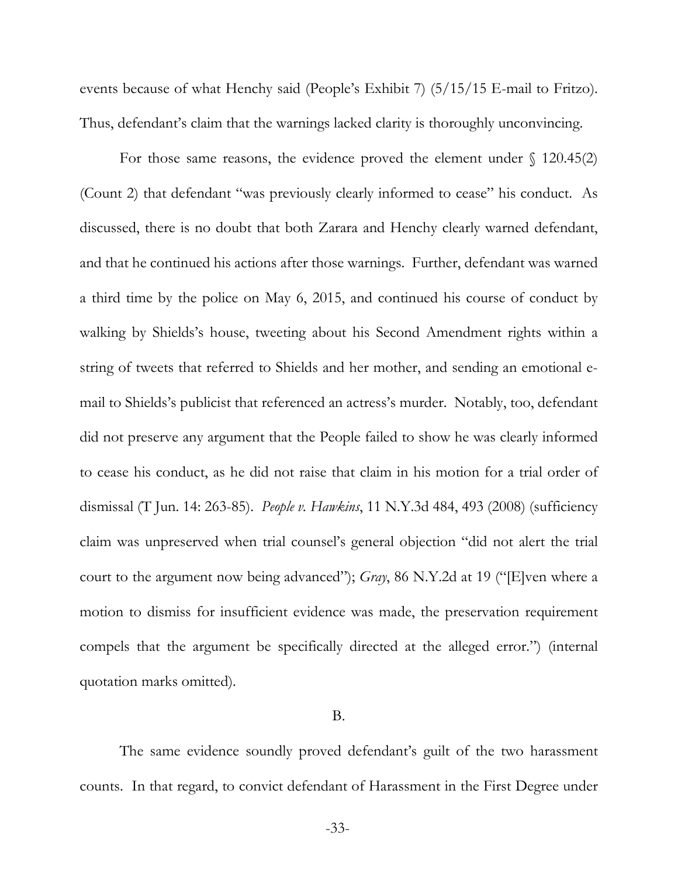events because of what Henchy said (People's Exhibit 7) (5/15/15 E-mail to Fritzo). Thus, defendant's claim that the warnings lacked clarity is thoroughly unconvincing.

For those same reasons, the evidence proved the element under § 120.45(2) (Count 2) that defendant "was previously clearly informed to cease" his conduct. As discussed, there is no doubt that both Zarara and Henchy clearly warned defendant, and that he continued his actions after those warnings. Further, defendant was warned a third time by the police on May 6, 2015, and continued his course of conduct by walking by Shields's house, tweeting about his Second Amendment rights within a string of tweets that referred to Shields and her mother, and sending an emotional e-mail to Shields's publicist that referenced an actress's murder. Notably, too, defendant did not preserve any argument that the People failed to show he was clearly informed to cease his conduct, as he did not raise that claim in his motion for a trial order of dismissal (T Jun. 14: 263-85). *People v. Hawkins*, 11 N.Y.3d 484, 493 (2008) (sufficiency claim was unpreserved when trial counsel's general objection "did not alert the trial court to the argument now being advanced"); *Gray*, 86 N.Y.2d at 19 ("[E]ven where a motion to dismiss for insufficient evidence was made, the preservation requirement compels that the argument be specifically directed at the alleged error.") (internal quotation marks omitted).

B.

The same evidence soundly proved defendant's guilt of the two harassment counts. In that regard, to convict defendant of Harassment in the First Degree under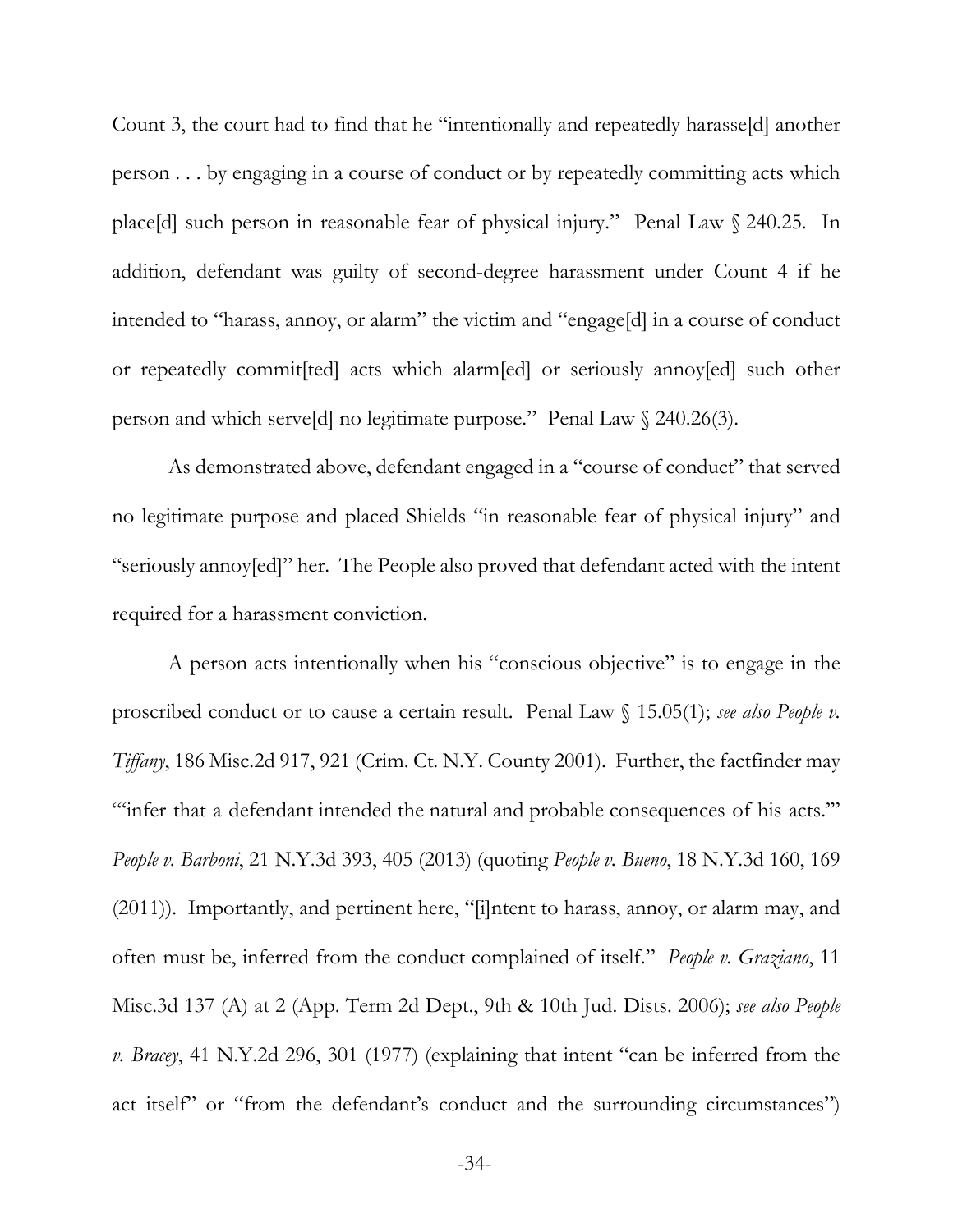Count 3, the court had to find that he "intentionally and repeatedly harasse[d] another person . . . by engaging in a course of conduct or by repeatedly committing acts which place[d] such person in reasonable fear of physical injury." Penal Law § 240.25. In addition, defendant was guilty of second-degree harassment under Count 4 if he intended to "harass, annoy, or alarm" the victim and "engage[d] in a course of conduct or repeatedly commit[ted] acts which alarm[ed] or seriously annoy[ed] such other person and which serve[d] no legitimate purpose." Penal Law § 240.26(3).

As demonstrated above, defendant engaged in a "course of conduct" that served no legitimate purpose and placed Shields "in reasonable fear of physical injury" and "seriously annoy[ed]" her. The People also proved that defendant acted with the intent required for a harassment conviction.

A person acts intentionally when his "conscious objective" is to engage in the proscribed conduct or to cause a certain result. Penal Law § 15.05(1); *see also People v. Tiffany*, 186 Misc.2d 917, 921 (Crim. Ct. N.Y. County 2001). Further, the factfinder may "'infer that a defendant intended the natural and probable consequences of his acts.'" *People v. Barboni*, 21 N.Y.3d 393, 405 (2013) (quoting *People v. Bueno*, 18 N.Y.3d 160, 169 (2011)). Importantly, and pertinent here, "[i]ntent to harass, annoy, or alarm may, and often must be, inferred from the conduct complained of itself." *People v. Graziano*, 11 Misc.3d 137 (A) at 2 (App. Term 2d Dept., 9th & 10th Jud. Dists. 2006); *see also People v. Bracey*, 41 N.Y.2d 296, 301 (1977) (explaining that intent "can be inferred from the act itself" or "from the defendant's conduct and the surrounding circumstances")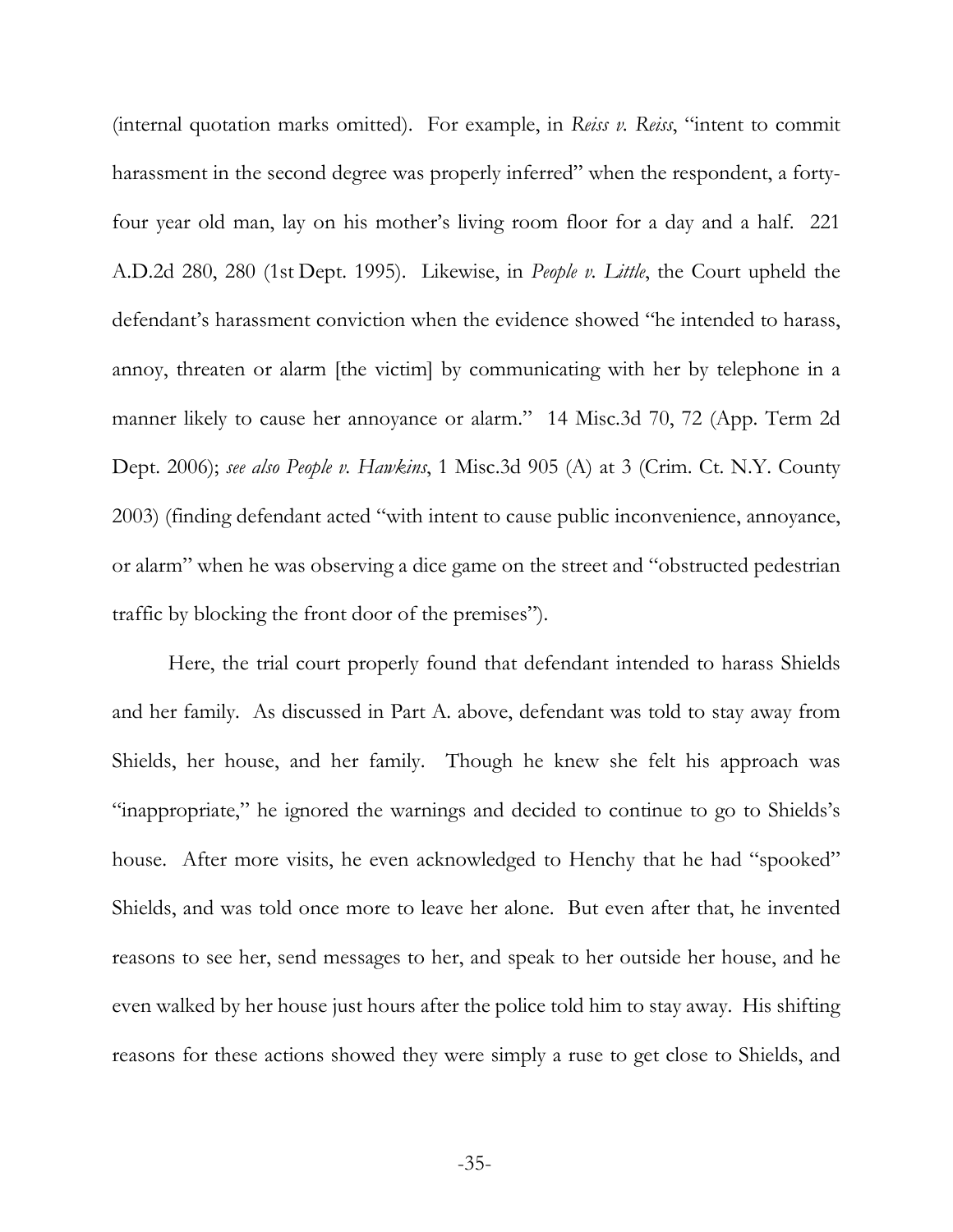(internal quotation marks omitted). For example, in *Reiss v. Reiss*, "intent to commit harassment in the second degree was properly inferred" when the respondent, a forty-four year old man, lay on his mother's living room floor for a day and a half. 221 A.D.2d 280, 280 (1st Dept. 1995). Likewise, in *People v. Little*, the Court upheld the defendant's harassment conviction when the evidence showed "he intended to harass, annoy, threaten or alarm [the victim] by communicating with her by telephone in a manner likely to cause her annoyance or alarm." 14 Misc.3d 70, 72 (App. Term 2d Dept. 2006); *see also People v. Hawkins*, 1 Misc.3d 905 (A) at 3 (Crim. Ct. N.Y. County 2003) (finding defendant acted "with intent to cause public inconvenience, annoyance, or alarm" when he was observing a dice game on the street and "obstructed pedestrian traffic by blocking the front door of the premises").

Here, the trial court properly found that defendant intended to harass Shields and her family. As discussed in Part A. above, defendant was told to stay away from Shields, her house, and her family. Though he knew she felt his approach was "inappropriate," he ignored the warnings and decided to continue to go to Shields's house. After more visits, he even acknowledged to Henchy that he had "spooked" Shields, and was told once more to leave her alone. But even after that, he invented reasons to see her, send messages to her, and speak to her outside her house, and he even walked by her house just hours after the police told him to stay away. His shifting reasons for these actions showed they were simply a ruse to get close to Shields, and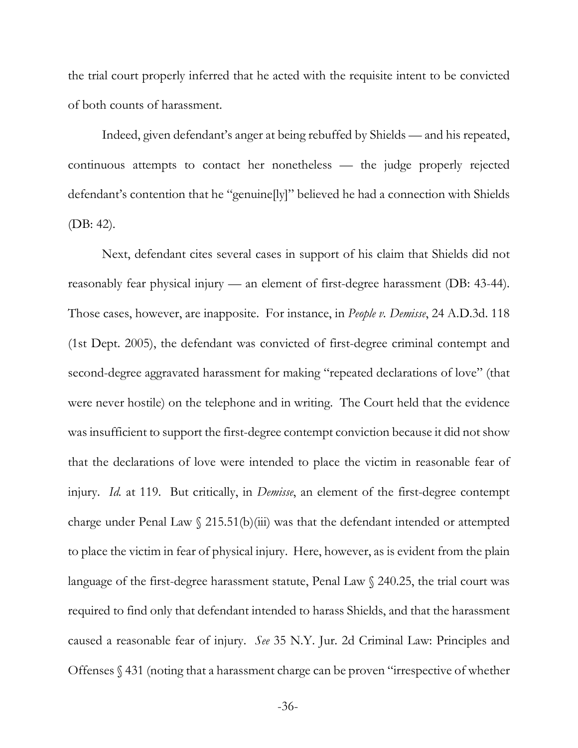the trial court properly inferred that he acted with the requisite intent to be convicted of both counts of harassment.

Indeed, given defendant's anger at being rebuffed by Shields — and his repeated, continuous attempts to contact her nonetheless — the judge properly rejected defendant's contention that he "genuine[ly]" believed he had a connection with Shields (DB: 42).

Next, defendant cites several cases in support of his claim that Shields did not reasonably fear physical injury — an element of first-degree harassment (DB: 43-44). Those cases, however, are inapposite. For instance, in *People v. Demisse*, 24 A.D.3d. 118 (1st Dept. 2005), the defendant was convicted of first-degree criminal contempt and second-degree aggravated harassment for making "repeated declarations of love" (that were never hostile) on the telephone and in writing. The Court held that the evidence was insufficient to support the first-degree contempt conviction because it did not show that the declarations of love were intended to place the victim in reasonable fear of injury. *Id.* at 119. But critically, in *Demisse*, an element of the first-degree contempt charge under Penal Law § 215.51(b)(iii) was that the defendant intended or attempted to place the victim in fear of physical injury. Here, however, as is evident from the plain language of the first-degree harassment statute, Penal Law § 240.25, the trial court was required to find only that defendant intended to harass Shields, and that the harassment caused a reasonable fear of injury. *See* 35 N.Y. Jur. 2d Criminal Law: Principles and Offenses § 431 (noting that a harassment charge can be proven "irrespective of whether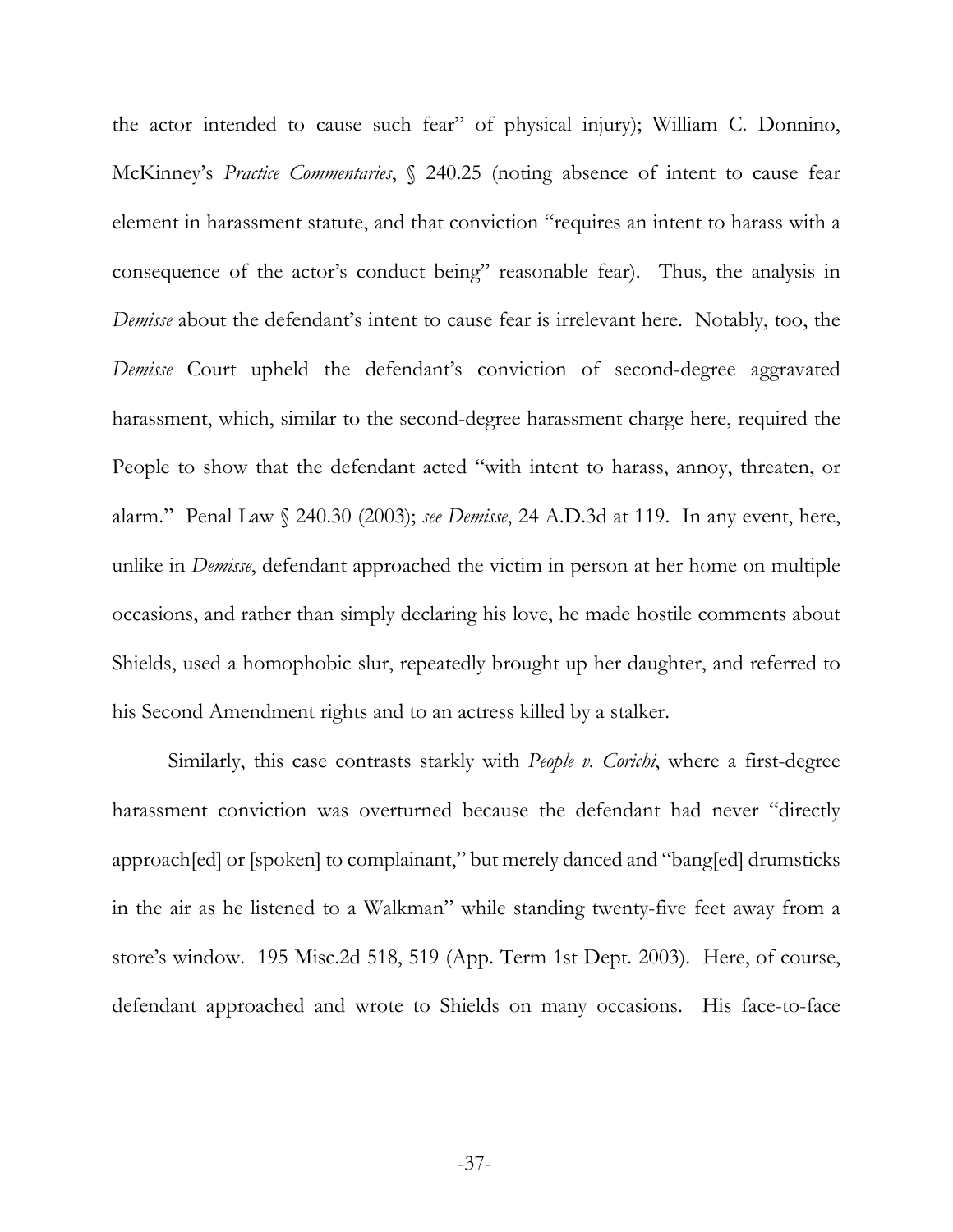the actor intended to cause such fear" of physical injury); William C. Donnino, McKinney's *Practice Commentaries*, § 240.25 (noting absence of intent to cause fear element in harassment statute, and that conviction "requires an intent to harass with a consequence of the actor's conduct being" reasonable fear). Thus, the analysis in *Demisse* about the defendant's intent to cause fear is irrelevant here. Notably, too, the *Demisse* Court upheld the defendant's conviction of second-degree aggravated harassment, which, similar to the second-degree harassment charge here, required the People to show that the defendant acted "with intent to harass, annoy, threaten, or alarm." Penal Law § 240.30 (2003); *see Demisse*, 24 A.D.3d at 119. In any event, here, unlike in *Demisse*, defendant approached the victim in person at her home on multiple occasions, and rather than simply declaring his love, he made hostile comments about Shields, used a homophobic slur, repeatedly brought up her daughter, and referred to his Second Amendment rights and to an actress killed by a stalker.

Similarly, this case contrasts starkly with *People v. Corichi*, where a first-degree harassment conviction was overturned because the defendant had never "directly approach[ed] or [spoken] to complainant," but merely danced and "bang[ed] drumsticks in the air as he listened to a Walkman" while standing twenty-five feet away from a store's window. 195 Misc.2d 518, 519 (App. Term 1st Dept. 2003). Here, of course, defendant approached and wrote to Shields on many occasions. His face-to-face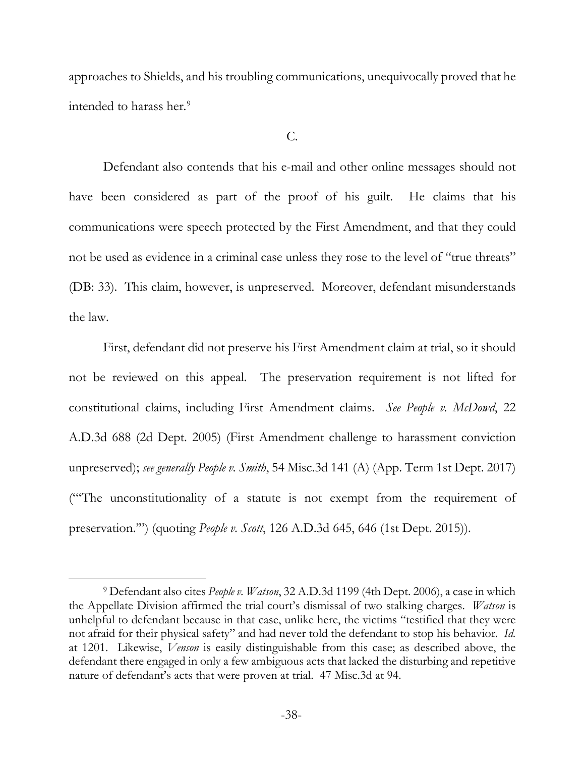approaches to Shields, and his troubling communications, unequivocally proved that he intended to harass her.[9]

C.

Defendant also contends that his e-mail and other online messages should not have been considered as part of the proof of his guilt. He claims that his communications were speech protected by the First Amendment, and that they could not be used as evidence in a criminal case unless they rose to the level of "true threats" (DB: 33). This claim, however, is unpreserved. Moreover, defendant misunderstands the law.

First, defendant did not preserve his First Amendment claim at trial, so it should not be reviewed on this appeal. The preservation requirement is not lifted for constitutional claims, including First Amendment claims. *See People v. McDowd*, 22 A.D.3d 688 (2d Dept. 2005) (First Amendment challenge to harassment conviction unpreserved); *see generally People v. Smith*, 54 Misc.3d 141 (A) (App. Term 1st Dept. 2017) ("'The unconstitutionality of a statute is not exempt from the requirement of preservation.'") (quoting *People v. Scott*, 126 A.D.3d 645, 646 (1st Dept. 2015)).

---

[9] Defendant also cites *People v. Watson*, 32 A.D.3d 1199 (4th Dept. 2006), a case in which the Appellate Division affirmed the trial court's dismissal of two stalking charges. *Watson* is unhelpful to defendant because in that case, unlike here, the victims "testified that they were not afraid for their physical safety" and had never told the defendant to stop his behavior. *Id.* at 1201. Likewise, *Venson* is easily distinguishable from this case; as described above, the defendant there engaged in only a few ambiguous acts that lacked the disturbing and repetitive nature of defendant's acts that were proven at trial. 47 Misc.3d at 94.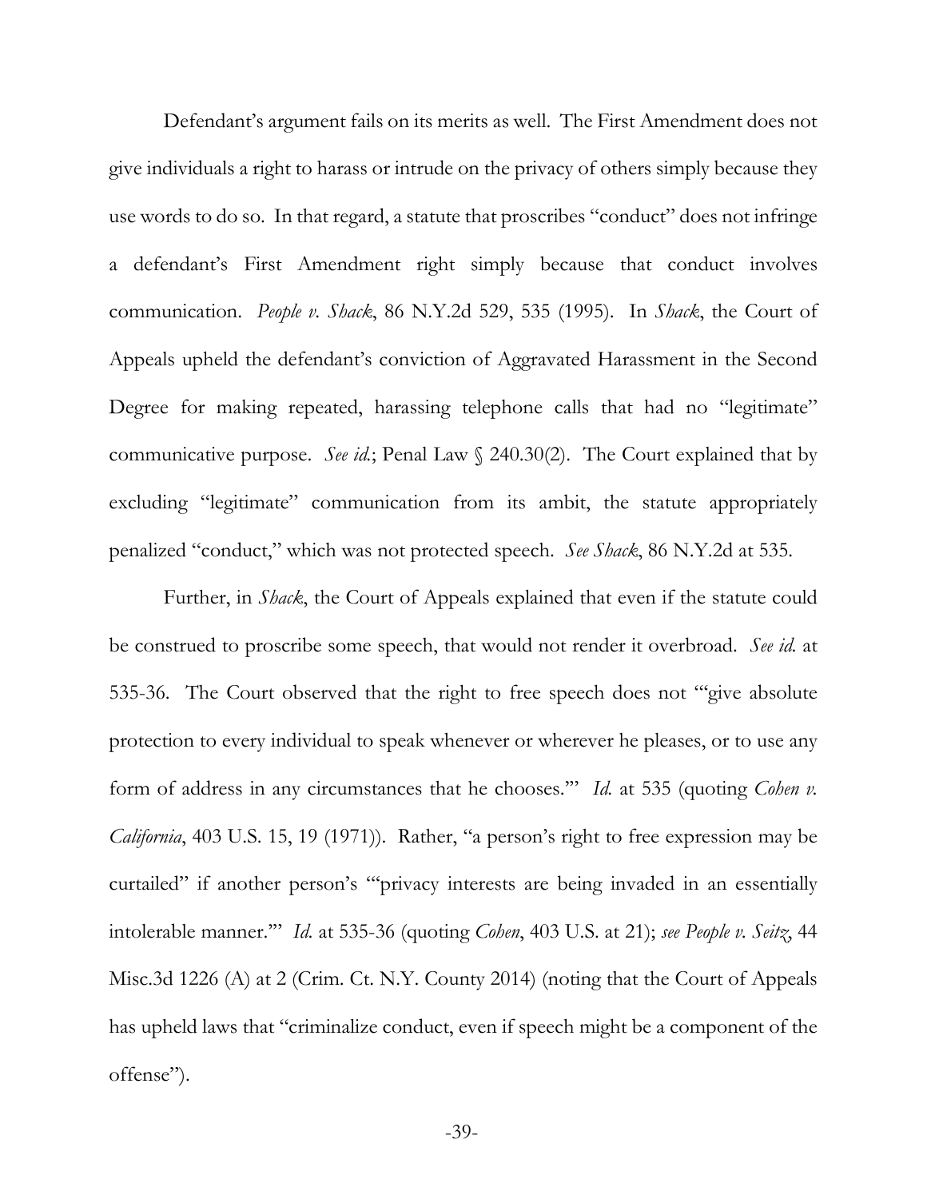Defendant's argument fails on its merits as well. The First Amendment does not give individuals a right to harass or intrude on the privacy of others simply because they use words to do so. In that regard, a statute that proscribes "conduct" does not infringe a defendant's First Amendment right simply because that conduct involves communication. *People v. Shack*, 86 N.Y.2d 529, 535 (1995). In *Shack*, the Court of Appeals upheld the defendant's conviction of Aggravated Harassment in the Second Degree for making repeated, harassing telephone calls that had no "legitimate" communicative purpose. *See id.*; Penal Law § 240.30(2). The Court explained that by excluding "legitimate" communication from its ambit, the statute appropriately penalized "conduct," which was not protected speech. *See Shack*, 86 N.Y.2d at 535.

Further, in *Shack*, the Court of Appeals explained that even if the statute could be construed to proscribe some speech, that would not render it overbroad. *See id.* at 535-36. The Court observed that the right to free speech does not "'give absolute protection to every individual to speak whenever or wherever he pleases, or to use any form of address in any circumstances that he chooses.'" *Id.* at 535 (quoting *Cohen v. California*, 403 U.S. 15, 19 (1971)). Rather, "a person's right to free expression may be curtailed" if another person's "'privacy interests are being invaded in an essentially intolerable manner.'" *Id.* at 535-36 (quoting *Cohen*, 403 U.S. at 21); *see People v. Seitz*, 44 Misc.3d 1226 (A) at 2 (Crim. Ct. N.Y. County 2014) (noting that the Court of Appeals has upheld laws that "criminalize conduct, even if speech might be a component of the offense").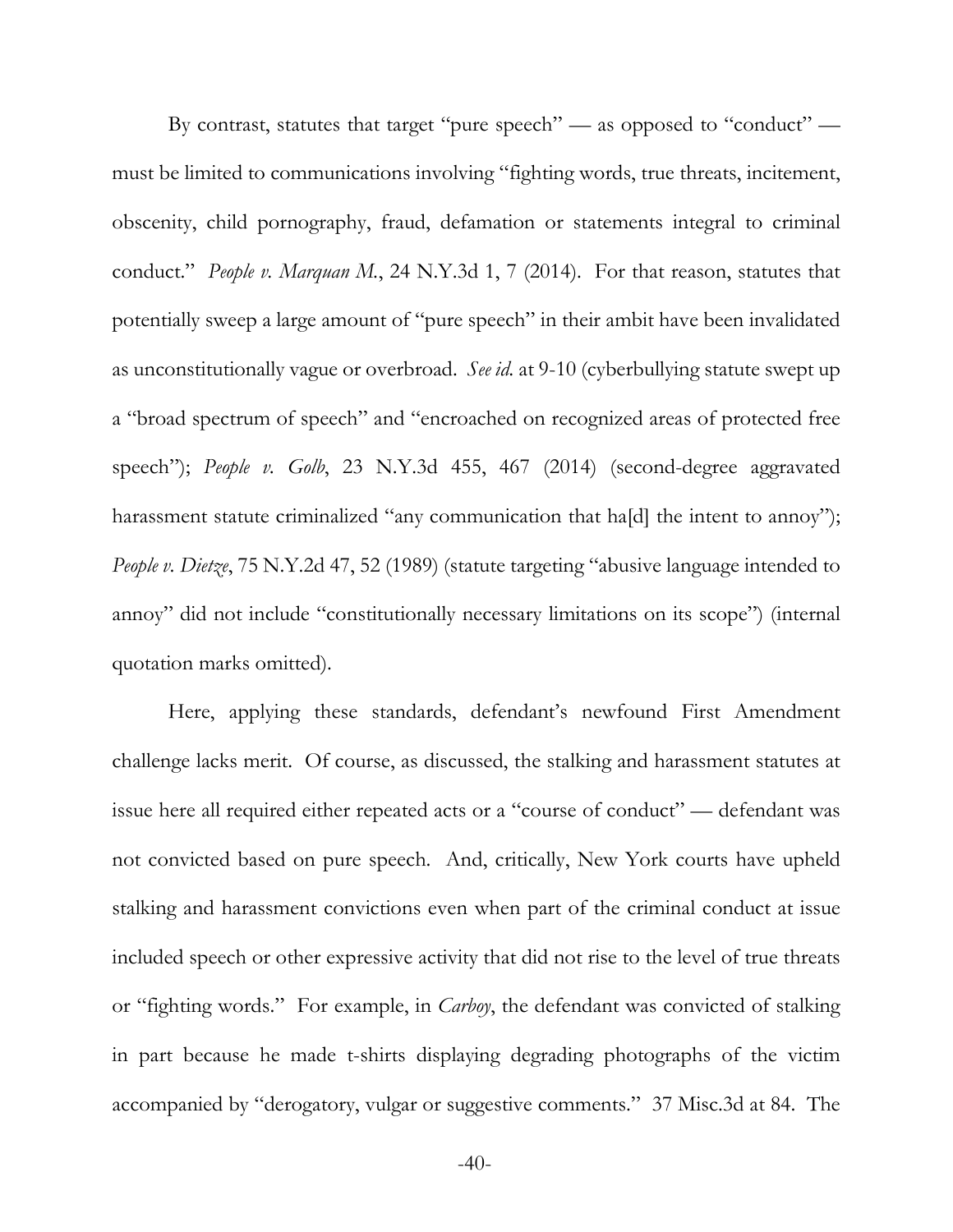By contrast, statutes that target "pure speech" — as opposed to "conduct" — must be limited to communications involving "fighting words, true threats, incitement, obscenity, child pornography, fraud, defamation or statements integral to criminal conduct." *People v. Marquan M.*, 24 N.Y.3d 1, 7 (2014). For that reason, statutes that potentially sweep a large amount of "pure speech" in their ambit have been invalidated as unconstitutionally vague or overbroad. *See id.* at 9-10 (cyberbullying statute swept up a "broad spectrum of speech" and "encroached on recognized areas of protected free speech"); *People v. Golb*, 23 N.Y.3d 455, 467 (2014) (second-degree aggravated harassment statute criminalized "any communication that ha[d] the intent to annoy"); *People v. Dietze*, 75 N.Y.2d 47, 52 (1989) (statute targeting "abusive language intended to annoy" did not include "constitutionally necessary limitations on its scope") (internal quotation marks omitted).

Here, applying these standards, defendant's newfound First Amendment challenge lacks merit. Of course, as discussed, the stalking and harassment statutes at issue here all required either repeated acts or a "course of conduct" — defendant was not convicted based on pure speech. And, critically, New York courts have upheld stalking and harassment convictions even when part of the criminal conduct at issue included speech or other expressive activity that did not rise to the level of true threats or "fighting words." For example, in *Carboy*, the defendant was convicted of stalking in part because he made t-shirts displaying degrading photographs of the victim accompanied by "derogatory, vulgar or suggestive comments." 37 Misc.3d at 84. The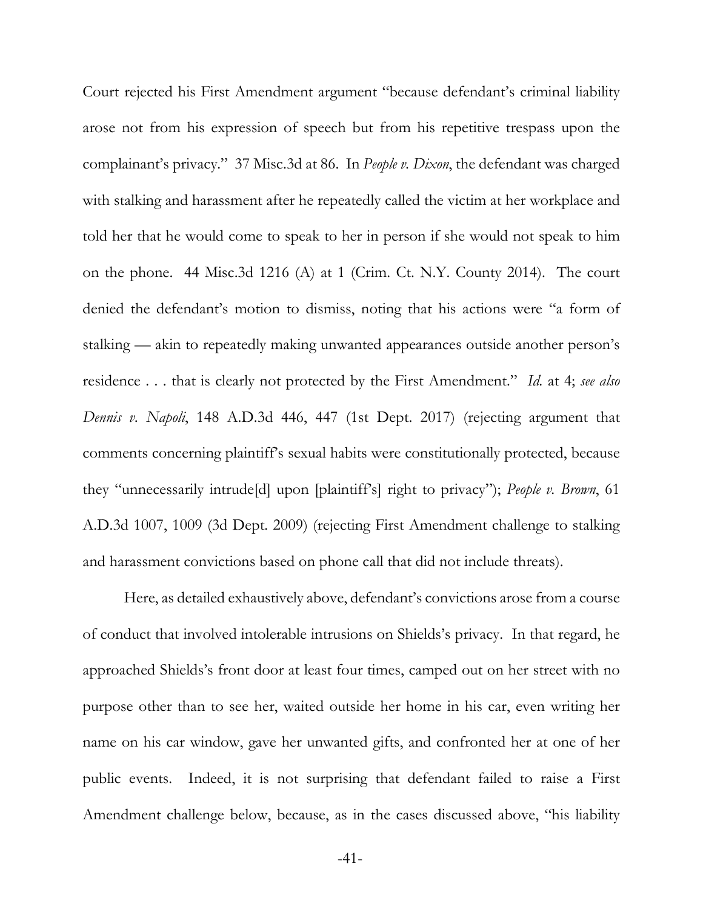Court rejected his First Amendment argument "because defendant's criminal liability arose not from his expression of speech but from his repetitive trespass upon the complainant's privacy." 37 Misc.3d at 86. In *People v. Dixon*, the defendant was charged with stalking and harassment after he repeatedly called the victim at her workplace and told her that he would come to speak to her in person if she would not speak to him on the phone. 44 Misc.3d 1216 (A) at 1 (Crim. Ct. N.Y. County 2014). The court denied the defendant's motion to dismiss, noting that his actions were "a form of stalking — akin to repeatedly making unwanted appearances outside another person's residence . . . that is clearly not protected by the First Amendment." *Id.* at 4; *see also Dennis v. Napoli*, 148 A.D.3d 446, 447 (1st Dept. 2017) (rejecting argument that comments concerning plaintiff's sexual habits were constitutionally protected, because they "unnecessarily intrude[d] upon [plaintiff's] right to privacy"); *People v. Brown*, 61 A.D.3d 1007, 1009 (3d Dept. 2009) (rejecting First Amendment challenge to stalking and harassment convictions based on phone call that did not include threats).

Here, as detailed exhaustively above, defendant's convictions arose from a course of conduct that involved intolerable intrusions on Shields's privacy. In that regard, he approached Shields's front door at least four times, camped out on her street with no purpose other than to see her, waited outside her home in his car, even writing her name on his car window, gave her unwanted gifts, and confronted her at one of her public events. Indeed, it is not surprising that defendant failed to raise a First Amendment challenge below, because, as in the cases discussed above, "his liability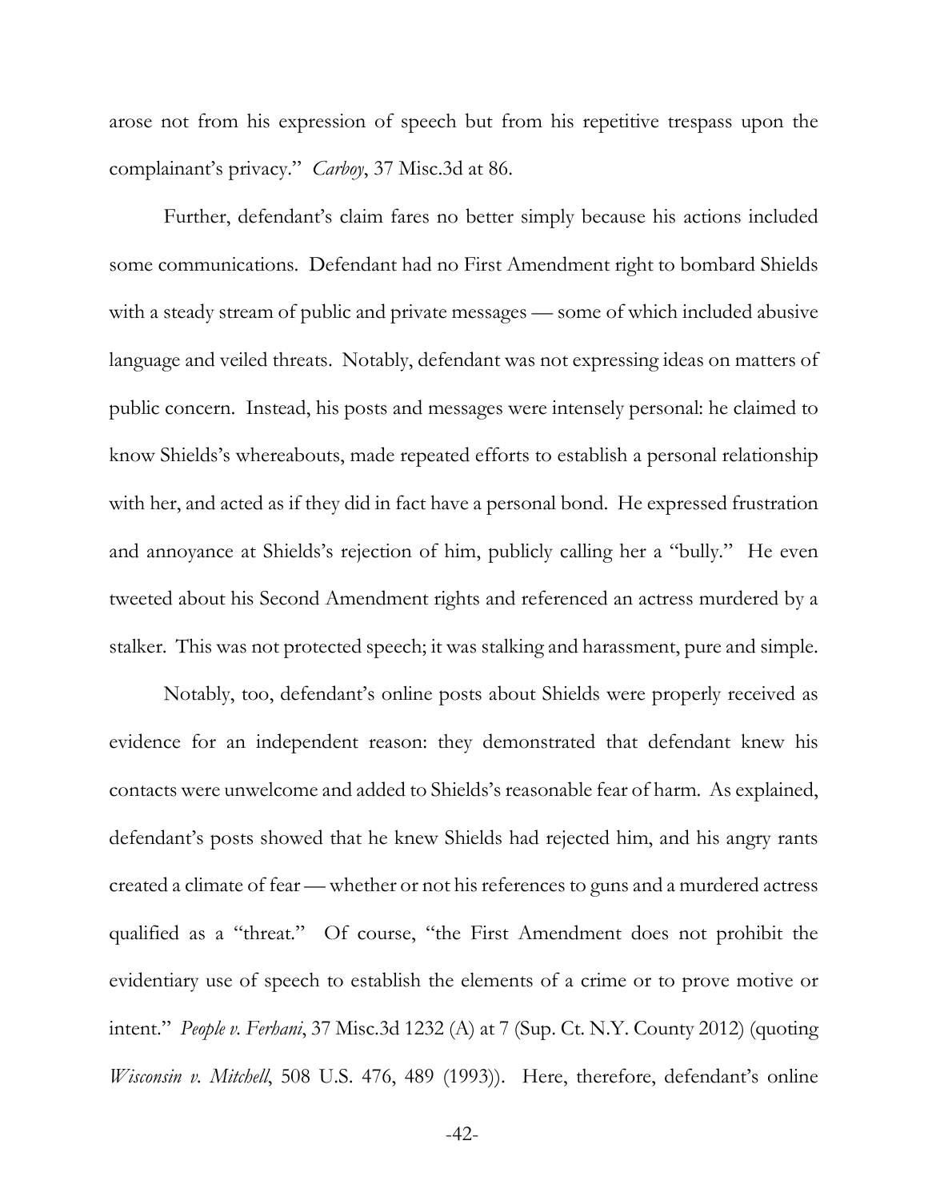arose not from his expression of speech but from his repetitive trespass upon the complainant's privacy." *Carboy*, 37 Misc.3d at 86.

Further, defendant's claim fares no better simply because his actions included some communications. Defendant had no First Amendment right to bombard Shields with a steady stream of public and private messages — some of which included abusive language and veiled threats. Notably, defendant was not expressing ideas on matters of public concern. Instead, his posts and messages were intensely personal: he claimed to know Shields's whereabouts, made repeated efforts to establish a personal relationship with her, and acted as if they did in fact have a personal bond. He expressed frustration and annoyance at Shields's rejection of him, publicly calling her a "bully." He even tweeted about his Second Amendment rights and referenced an actress murdered by a stalker. This was not protected speech; it was stalking and harassment, pure and simple.

Notably, too, defendant's online posts about Shields were properly received as evidence for an independent reason: they demonstrated that defendant knew his contacts were unwelcome and added to Shields's reasonable fear of harm. As explained, defendant's posts showed that he knew Shields had rejected him, and his angry rants created a climate of fear — whether or not his references to guns and a murdered actress qualified as a "threat." Of course, "the First Amendment does not prohibit the evidentiary use of speech to establish the elements of a crime or to prove motive or intent." *People v. Ferhani*, 37 Misc.3d 1232 (A) at 7 (Sup. Ct. N.Y. County 2012) (quoting *Wisconsin v. Mitchell*, 508 U.S. 476, 489 (1993)). Here, therefore, defendant's online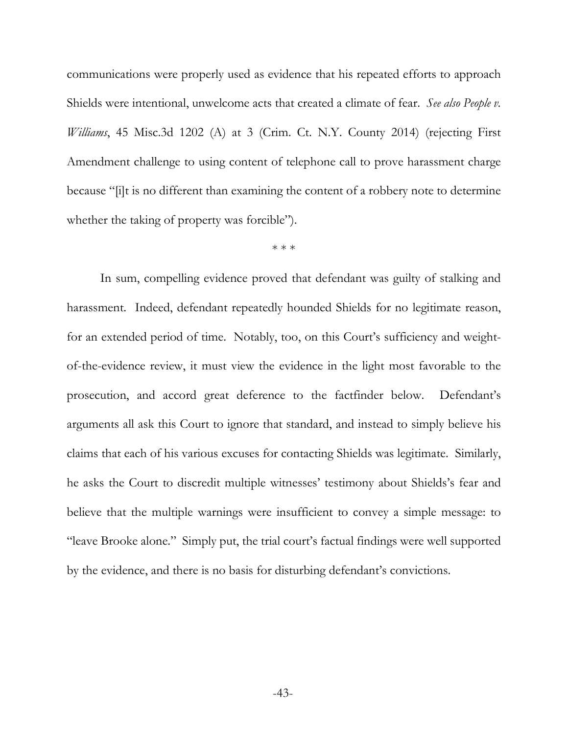communications were properly used as evidence that his repeated efforts to approach Shields were intentional, unwelcome acts that created a climate of fear. *See also People v. Williams*, 45 Misc.3d 1202 (A) at 3 (Crim. Ct. N.Y. County 2014) (rejecting First Amendment challenge to using content of telephone call to prove harassment charge because "[i]t is no different than examining the content of a robbery note to determine whether the taking of property was forcible").

\* \* \*

In sum, compelling evidence proved that defendant was guilty of stalking and harassment. Indeed, defendant repeatedly hounded Shields for no legitimate reason, for an extended period of time. Notably, too, on this Court's sufficiency and weight-of-the-evidence review, it must view the evidence in the light most favorable to the prosecution, and accord great deference to the factfinder below. Defendant's arguments all ask this Court to ignore that standard, and instead to simply believe his claims that each of his various excuses for contacting Shields was legitimate. Similarly, he asks the Court to discredit multiple witnesses' testimony about Shields's fear and believe that the multiple warnings were insufficient to convey a simple message: to "leave Brooke alone." Simply put, the trial court's factual findings were well supported by the evidence, and there is no basis for disturbing defendant's convictions.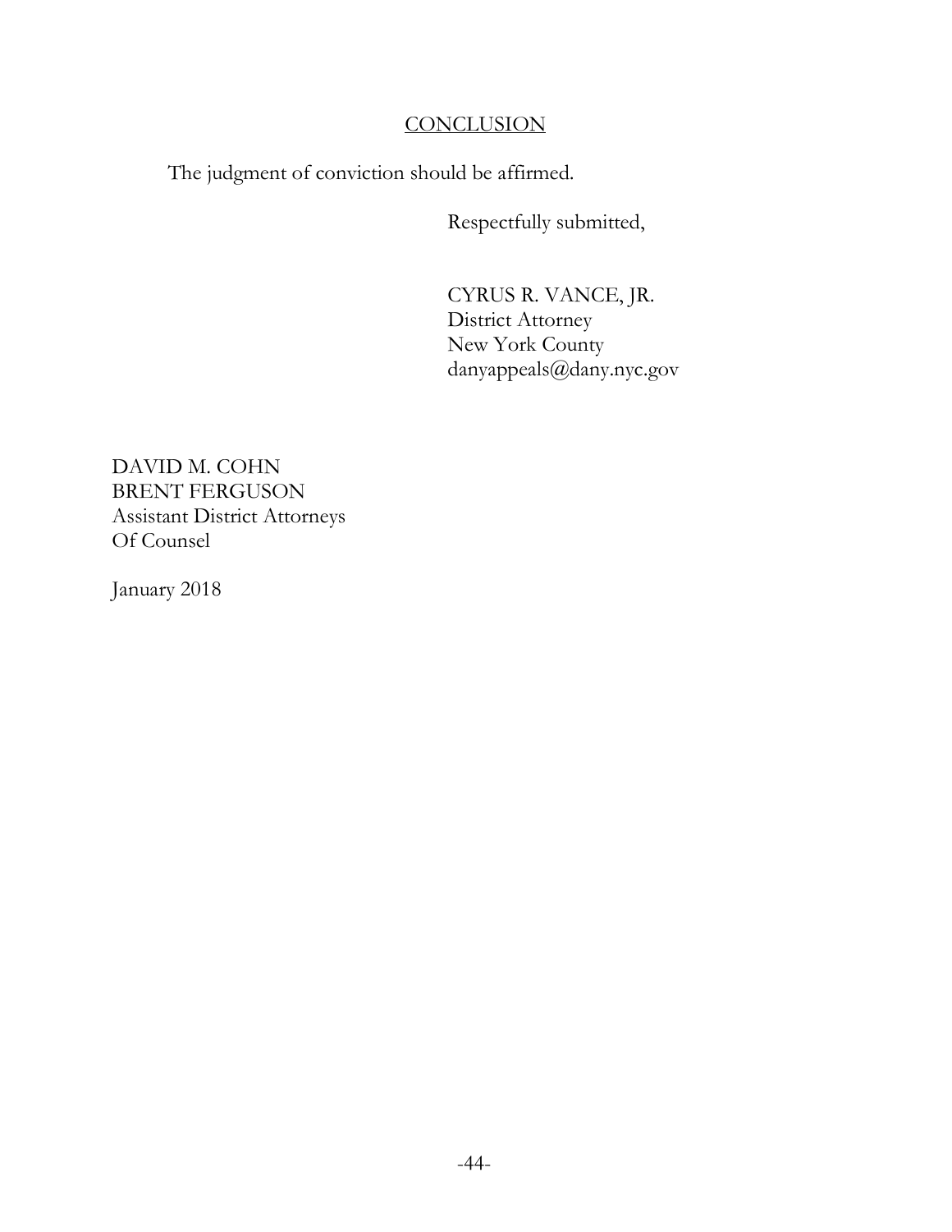## CONCLUSION

The judgment of conviction should be affirmed.

Respectfully submitted,

CYRUS R. VANCE, JR.
District Attorney
New York County
danyappeals@dany.nyc.gov

DAVID M. COHN
BRENT FERGUSON
Assistant District Attorneys
Of Counsel

January 2018